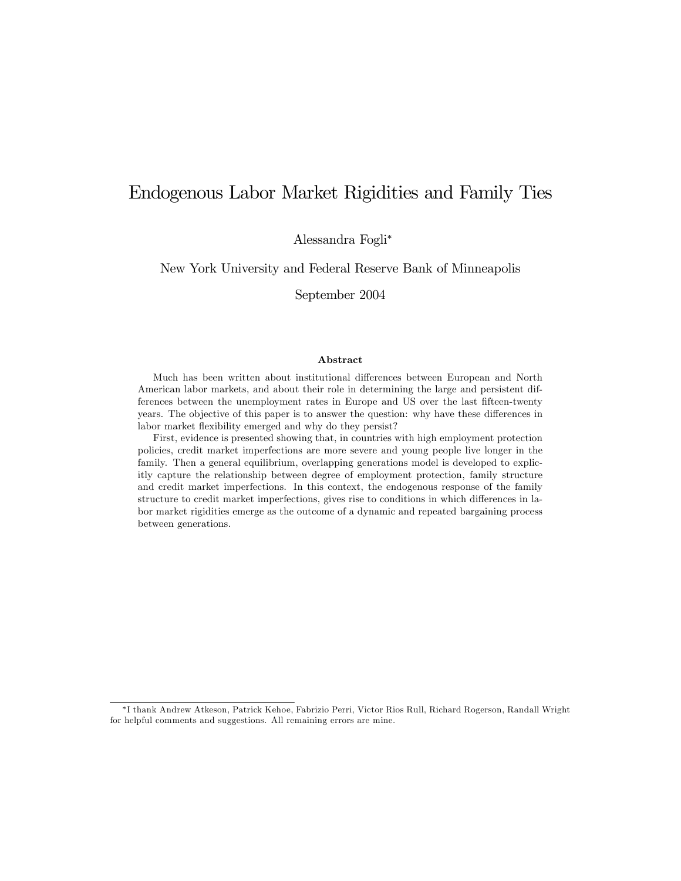# Endogenous Labor Market Rigidities and Family Ties

Alessandra Fogli*

New York University and Federal Reserve Bank of Minneapolis

September 2004

### Abstract

Much has been written about institutional differences between European and North American labor markets, and about their role in determining the large and persistent differences between the unemployment rates in Europe and US over the last fifteen-twenty years. The objective of this paper is to answer the question: why have these differences in labor market flexibility emerged and why do they persist?

First, evidence is presented showing that, in countries with high employment protection policies, credit market imperfections are more severe and young people live longer in the family. Then a general equilibrium, overlapping generations model is developed to explicitly capture the relationship between degree of employment protection, family structure and credit market imperfections. In this context, the endogenous response of the family structure to credit market imperfections, gives rise to conditions in which differences in labor market rigidities emerge as the outcome of a dynamic and repeated bargaining process between generations.

---

*I thank Andrew Atkeson, Patrick Kehoe, Fabrizio Perri, Victor Rios Rull, Richard Rogerson, Randall Wright for helpful comments and suggestions. All remaining errors are mine.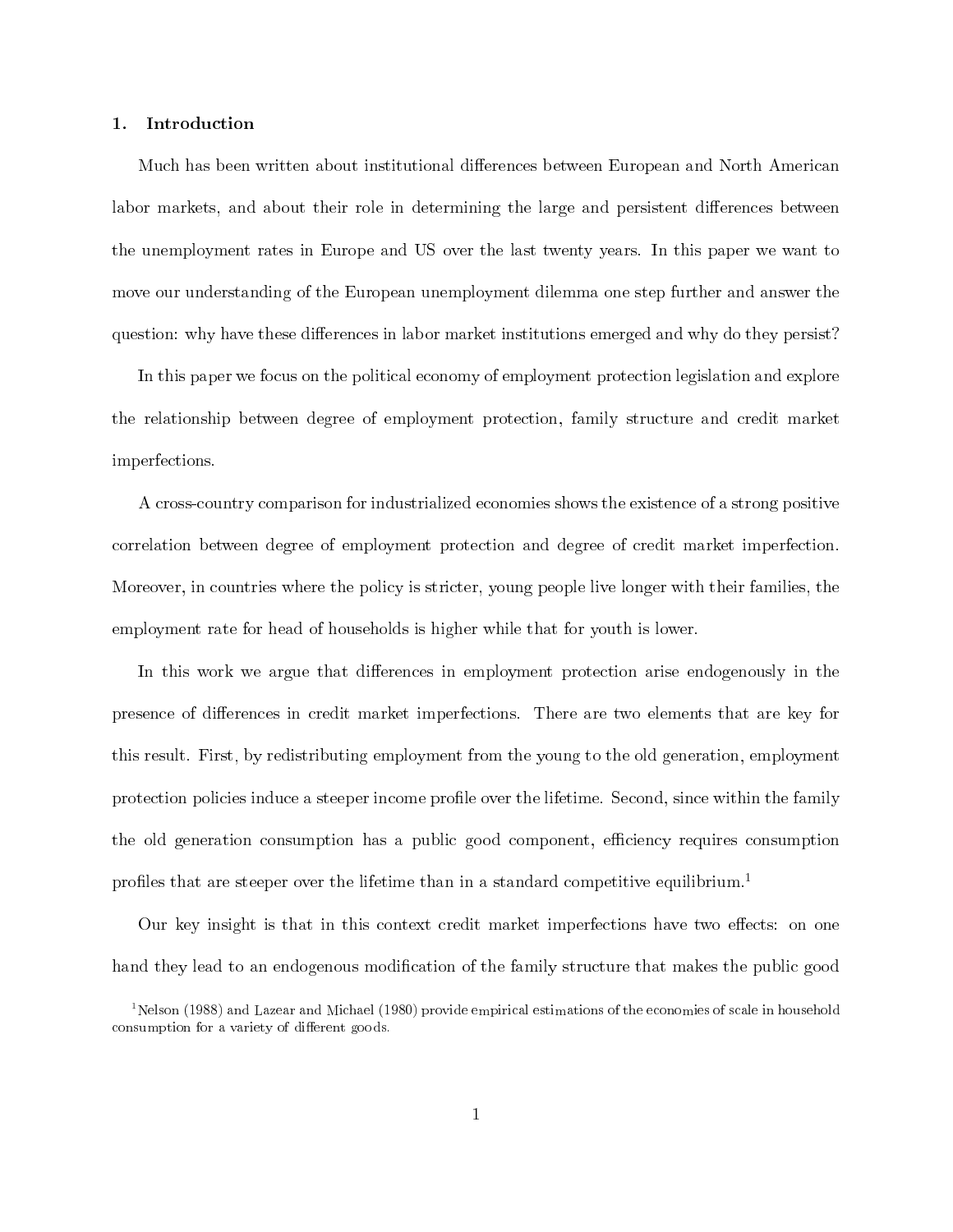## 1. Introduction

Much has been written about institutional differences between European and North American labor markets, and about their role in determining the large and persistent differences between the unemployment rates in Europe and US over the last twenty years. In this paper we want to move our understanding of the European unemployment dilemma one step further and answer the question: why have these differences in labor market institutions emerged and why do they persist?

In this paper we focus on the political economy of employment protection legislation and explore the relationship between degree of employment protection, family structure and credit market imperfections.

A cross-country comparison for industrialized economies shows the existence of a strong positive correlation between degree of employment protection and degree of credit market imperfection. Moreover, in countries where the policy is stricter, young people live longer with their families, the employment rate for head of households is higher while that for youth is lower.

In this work we argue that differences in employment protection arise endogenously in the presence of differences in credit market imperfections. There are two elements that are key for this result. First, by redistributing employment from the young to the old generation, employment protection policies induce a steeper income profile over the lifetime. Second, since within the family the old generation consumption has a public good component, efficiency requires consumption profiles that are steeper over the lifetime than in a standard competitive equilibrium.[1]

Our key insight is that in this context credit market imperfections have two effects: on one hand they lead to an endogenous modification of the family structure that makes the public good

[1] Nelson (1988) and Lazear and Michael (1980) provide empirical estimations of the economies of scale in household consumption for a variety of different goods.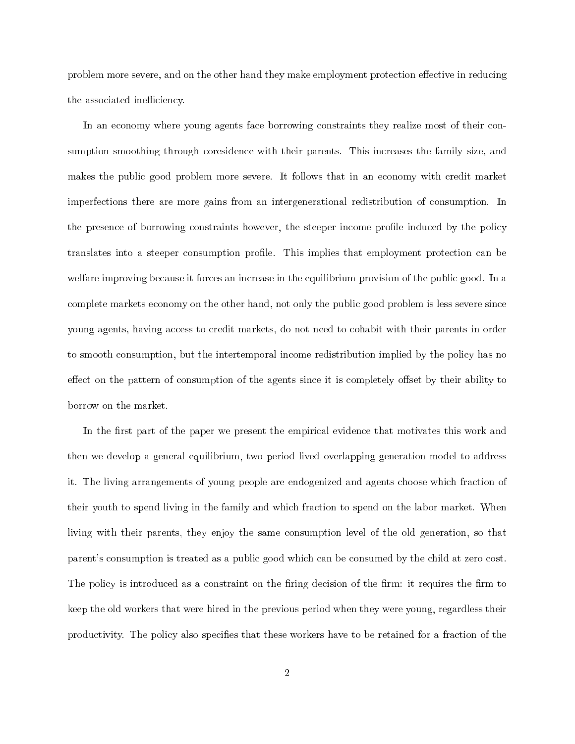problem more severe, and on the other hand they make employment protection effective in reducing the associated inefficiency.

In an economy where young agents face borrowing constraints they realize most of their consumption smoothing through coresidence with their parents. This increases the family size, and makes the public good problem more severe. It follows that in an economy with credit market imperfections there are more gains from an intergenerational redistribution of consumption. In the presence of borrowing constraints however, the steeper income profile induced by the policy translates into a steeper consumption profile. This implies that employment protection can be welfare improving because it forces an increase in the equilibrium provision of the public good. In a complete markets economy on the other hand, not only the public good problem is less severe since young agents, having access to credit markets, do not need to cohabit with their parents in order to smooth consumption, but the intertemporal income redistribution implied by the policy has no effect on the pattern of consumption of the agents since it is completely offset by their ability to borrow on the market.

In the first part of the paper we present the empirical evidence that motivates this work and then we develop a general equilibrium, two period lived overlapping generation model to address it. The living arrangements of young people are endogenized and agents choose which fraction of their youth to spend living in the family and which fraction to spend on the labor market. When living with their parents, they enjoy the same consumption level of the old generation, so that parent's consumption is treated as a public good which can be consumed by the child at zero cost. The policy is introduced as a constraint on the firing decision of the firm: it requires the firm to keep the old workers that were hired in the previous period when they were young, regardless their productivity. The policy also specifies that these workers have to be retained for a fraction of the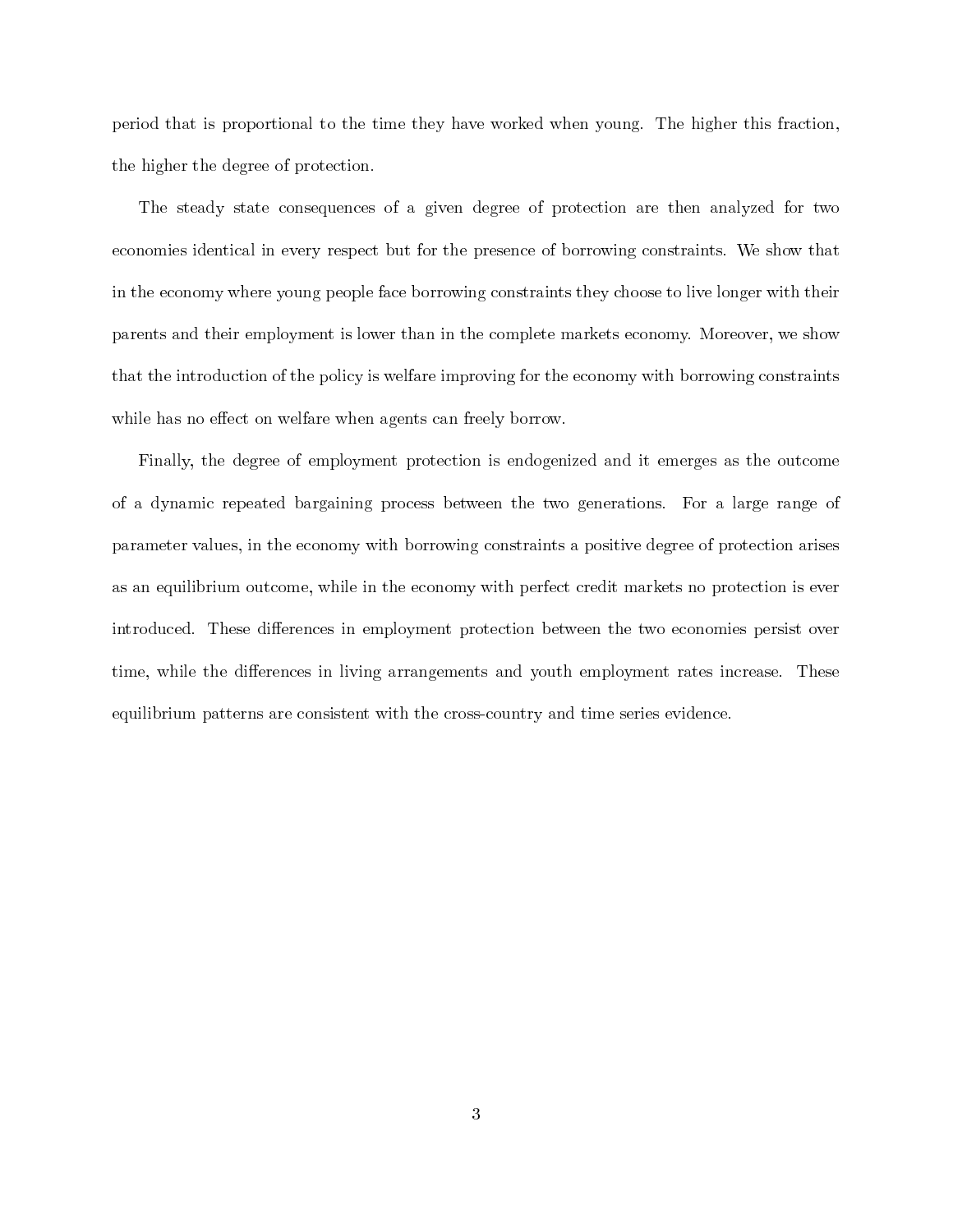period that is proportional to the time they have worked when young. The higher this fraction, the higher the degree of protection.

The steady state consequences of a given degree of protection are then analyzed for two economies identical in every respect but for the presence of borrowing constraints. We show that in the economy where young people face borrowing constraints they choose to live longer with their parents and their employment is lower than in the complete markets economy. Moreover, we show that the introduction of the policy is welfare improving for the economy with borrowing constraints while has no effect on welfare when agents can freely borrow.

Finally, the degree of employment protection is endogenized and it emerges as the outcome of a dynamic repeated bargaining process between the two generations. For a large range of parameter values, in the economy with borrowing constraints a positive degree of protection arises as an equilibrium outcome, while in the economy with perfect credit markets no protection is ever introduced. These differences in employment protection between the two economies persist over time, while the differences in living arrangements and youth employment rates increase. These equilibrium patterns are consistent with the cross-country and time series evidence.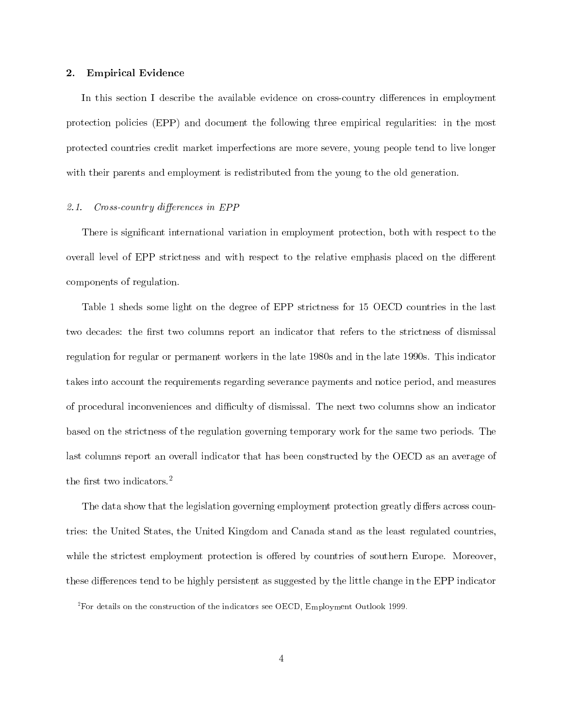## 2. Empirical Evidence

In this section I describe the available evidence on cross-country differences in employment protection policies (EPP) and document the following three empirical regularities: in the most protected countries credit market imperfections are more severe, young people tend to live longer with their parents and employment is redistributed from the young to the old generation.

### *2.1. Cross-country differences in EPP*

There is significant international variation in employment protection, both with respect to the overall level of EPP strictness and with respect to the relative emphasis placed on the different components of regulation.

Table 1 sheds some light on the degree of EPP strictness for 15 OECD countries in the last two decades: the first two columns report an indicator that refers to the strictness of dismissal regulation for regular or permanent workers in the late 1980s and in the late 1990s. This indicator takes into account the requirements regarding severance payments and notice period, and measures of procedural inconveniences and difficulty of dismissal. The next two columns show an indicator based on the strictness of the regulation governing temporary work for the same two periods. The last columns report an overall indicator that has been constructed by the OECD as an average of the first two indicators.[2]

The data show that the legislation governing employment protection greatly differs across countries: the United States, the United Kingdom and Canada stand as the least regulated countries, while the strictest employment protection is offered by countries of southern Europe. Moreover, these differences tend to be highly persistent as suggested by the little change in the EPP indicator

[2] For details on the construction of the indicators see OECD, Employment Outlook 1999.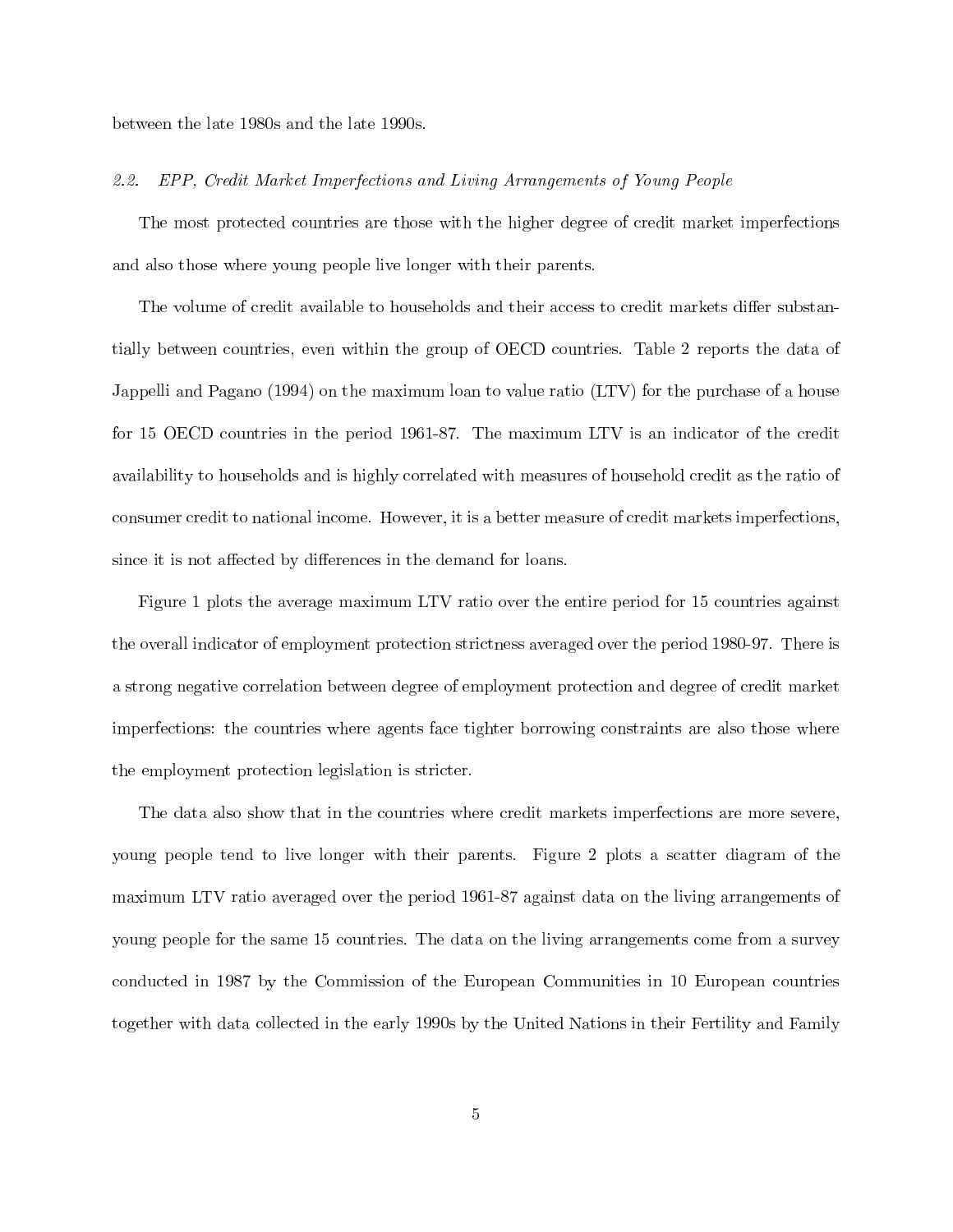between the late 1980s and the late 1990s.

### *2.2. EPP, Credit Market Imperfections and Living Arrangements of Young People*

The most protected countries are those with the higher degree of credit market imperfections and also those where young people live longer with their parents.

The volume of credit available to households and their access to credit markets differ substantially between countries, even within the group of OECD countries. Table 2 reports the data of Jappelli and Pagano (1994) on the maximum loan to value ratio (LTV) for the purchase of a house for 15 OECD countries in the period 1961-87. The maximum LTV is an indicator of the credit availability to households and is highly correlated with measures of household credit as the ratio of consumer credit to national income. However, it is a better measure of credit markets imperfections, since it is not affected by differences in the demand for loans.

Figure 1 plots the average maximum LTV ratio over the entire period for 15 countries against the overall indicator of employment protection strictness averaged over the period 1980-97. There is a strong negative correlation between degree of employment protection and degree of credit market imperfections: the countries where agents face tighter borrowing constraints are also those where the employment protection legislation is stricter.

The data also show that in the countries where credit markets imperfections are more severe, young people tend to live longer with their parents. Figure 2 plots a scatter diagram of the maximum LTV ratio averaged over the period 1961-87 against data on the living arrangements of young people for the same 15 countries. The data on the living arrangements come from a survey conducted in 1987 by the Commission of the European Communities in 10 European countries together with data collected in the early 1990s by the United Nations in their Fertility and Family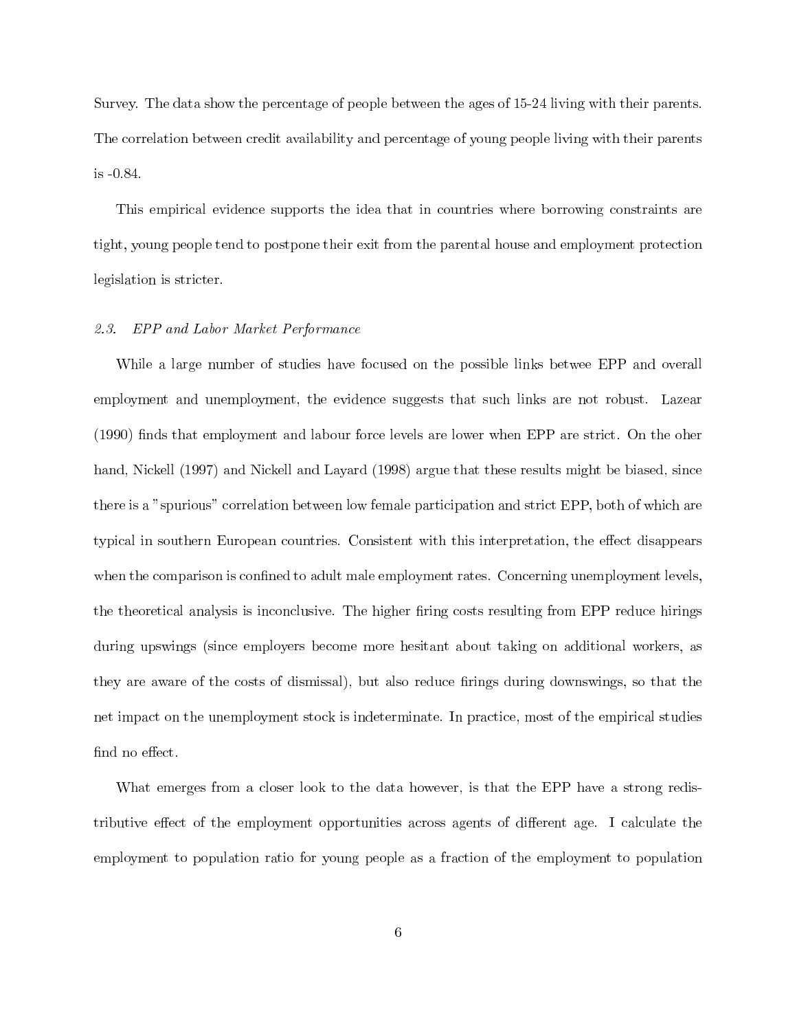Survey. The data show the percentage of people between the ages of 15-24 living with their parents. The correlation between credit availability and percentage of young people living with their parents is -0.84.

This empirical evidence supports the idea that in countries where borrowing constraints are tight, young people tend to postpone their exit from the parental house and employment protection legislation is stricter.

### *2.3. EPP and Labor Market Performance*

While a large number of studies have focused on the possible links betwee EPP and overall employment and unemployment, the evidence suggests that such links are not robust. Lazear (1990) finds that employment and labour force levels are lower when EPP are strict. On the oher hand, Nickell (1997) and Nickell and Layard (1998) argue that these results might be biased, since there is a "spurious" correlation between low female participation and strict EPP, both of which are typical in southern European countries. Consistent with this interpretation, the effect disappears when the comparison is confined to adult male employment rates. Concerning unemployment levels, the theoretical analysis is inconclusive. The higher firing costs resulting from EPP reduce hirings during upswings (since employers become more hesitant about taking on additional workers, as they are aware of the costs of dismissal), but also reduce firings during downswings, so that the net impact on the unemployment stock is indeterminate. In practice, most of the empirical studies find no effect.

What emerges from a closer look to the data however, is that the EPP have a strong redistributive effect of the employment opportunities across agents of different age. I calculate the employment to population ratio for young people as a fraction of the employment to population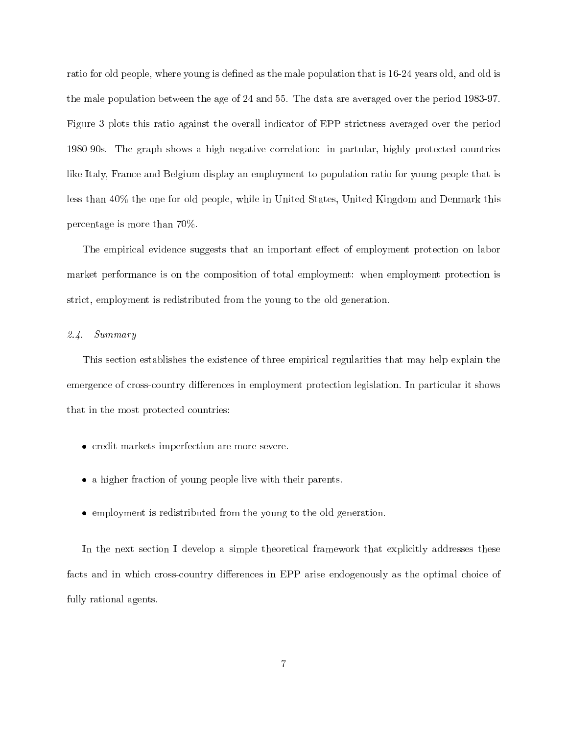ratio for old people, where young is defined as the male population that is 16-24 years old, and old is the male population between the age of 24 and 55. The data are averaged over the period 1983-97. Figure 3 plots this ratio against the overall indicator of EPP strictness averaged over the period 1980-90s. The graph shows a high negative correlation: in partular, highly protected countries like Italy, France and Belgium display an employment to population ratio for young people that is less than 40% the one for old people, while in United States, United Kingdom and Denmark this percentage is more than 70%.

The empirical evidence suggests that an important effect of employment protection on labor market performance is on the composition of total employment: when employment protection is strict, employment is redistributed from the young to the old generation.

### *2.4. Summary*

This section establishes the existence of three empirical regularities that may help explain the emergence of cross-country differences in employment protection legislation. In particular it shows that in the most protected countries:

- credit markets imperfection are more severe.
- a higher fraction of young people live with their parents.
- employment is redistributed from the young to the old generation.

In the next section I develop a simple theoretical framework that explicitly addresses these facts and in which cross-country differences in EPP arise endogenously as the optimal choice of fully rational agents.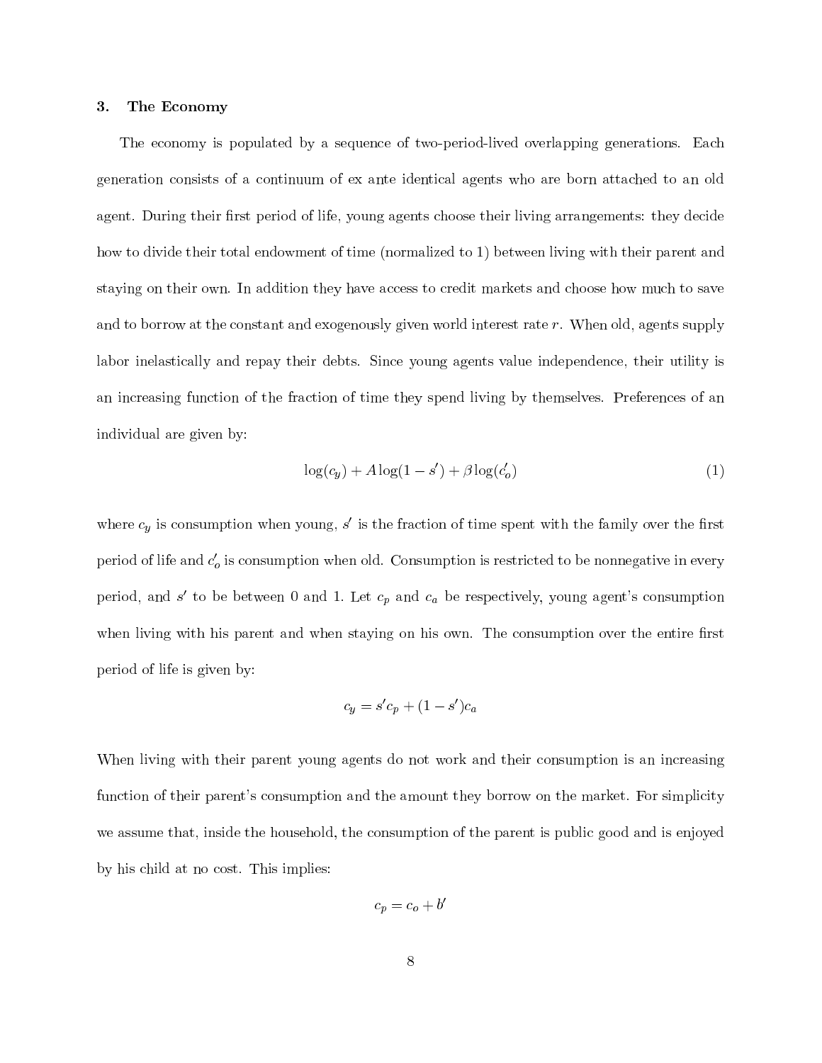## 3. The Economy

The economy is populated by a sequence of two-period-lived overlapping generations. Each generation consists of a continuum of ex ante identical agents who are born attached to an old agent. During their first period of life, young agents choose their living arrangements: they decide how to divide their total endowment of time (normalized to 1) between living with their parent and staying on their own. In addition they have access to credit markets and choose how much to save and to borrow at the constant and exogenously given world interest rate $r$. When old, agents supply labor inelastically and repay their debts. Since young agents value independence, their utility is an increasing function of the fraction of time they spend living by themselves. Preferences of an individual are given by:

$$\log(c_y) + A\log(1 - s') + \beta\log(c_o') \tag{1}$$

where $c_y$ is consumption when young, $s'$ is the fraction of time spent with the family over the first period of life and $c_o'$ is consumption when old. Consumption is restricted to be nonnegative in every period, and $s'$ to be between 0 and 1. Let $c_p$ and $c_a$ be respectively, young agent's consumption when living with his parent and when staying on his own. The consumption over the entire first period of life is given by:

$$c_y = s'c_p + (1 - s')c_a$$

When living with their parent young agents do not work and their consumption is an increasing function of their parent's consumption and the amount they borrow on the market. For simplicity we assume that, inside the household, the consumption of the parent is public good and is enjoyed by his child at no cost. This implies:

$$c_p = c_o + b'$$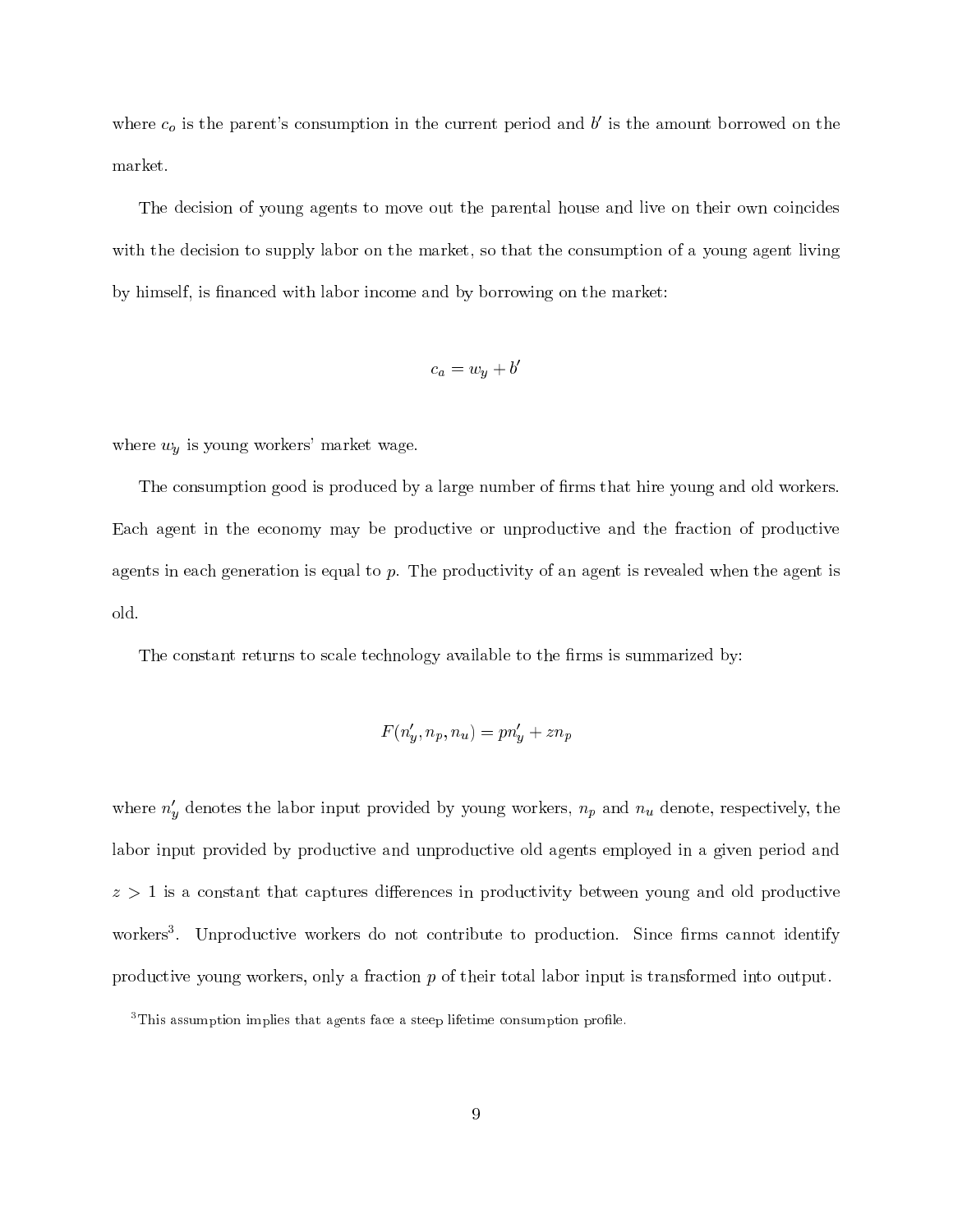where $c_o$ is the parent's consumption in the current period and $b'$ is the amount borrowed on the market.

The decision of young agents to move out the parental house and live on their own coincides with the decision to supply labor on the market, so that the consumption of a young agent living by himself, is financed with labor income and by borrowing on the market:

$$c_a = w_y + b'$$

where $w_y$ is young workers' market wage.

The consumption good is produced by a large number of firms that hire young and old workers. Each agent in the economy may be productive or unproductive and the fraction of productive agents in each generation is equal to $p$. The productivity of an agent is revealed when the agent is old.

The constant returns to scale technology available to the firms is summarized by:

$$F(n'_y, n_p, n_u) = pn'_y + zn_p$$

where $n'_y$ denotes the labor input provided by young workers, $n_p$ and $n_u$ denote, respectively, the labor input provided by productive and unproductive old agents employed in a given period and $z > 1$ is a constant that captures differences in productivity between young and old productive workers[3]. Unproductive workers do not contribute to production. Since firms cannot identify productive young workers, only a fraction $p$ of their total labor input is transformed into output.

[3]This assumption implies that agents face a steep lifetime consumption profile.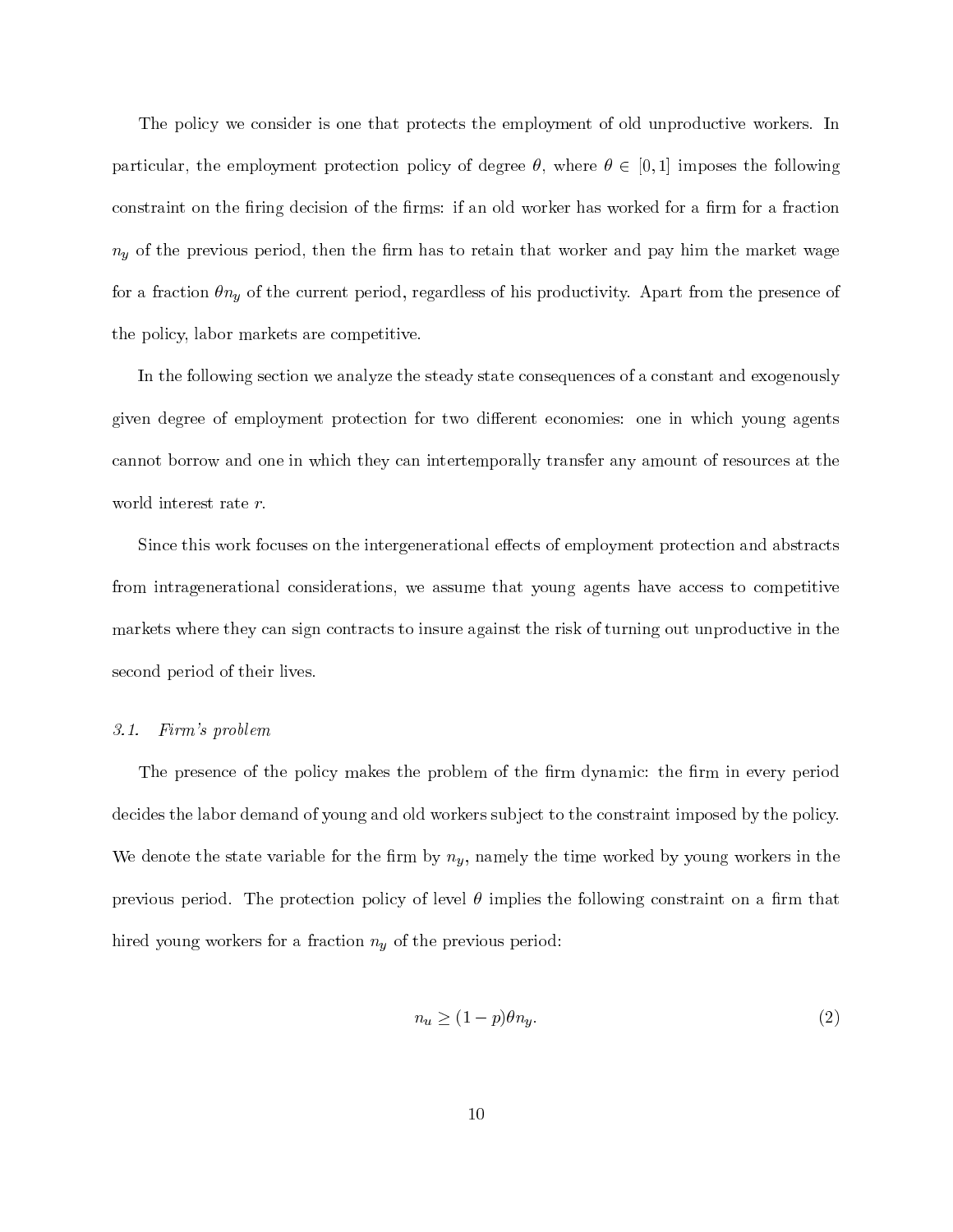The policy we consider is one that protects the employment of old unproductive workers. In particular, the employment protection policy of degree $\theta$, where $\theta \in [0, 1]$ imposes the following constraint on the firing decision of the firms: if an old worker has worked for a firm for a fraction $n_y$ of the previous period, then the firm has to retain that worker and pay him the market wage for a fraction $\theta n_y$ of the current period, regardless of his productivity. Apart from the presence of the policy, labor markets are competitive.

In the following section we analyze the steady state consequences of a constant and exogenously given degree of employment protection for two different economies: one in which young agents cannot borrow and one in which they can intertemporally transfer any amount of resources at the world interest rate $r$.

Since this work focuses on the intergenerational effects of employment protection and abstracts from intragenerational considerations, we assume that young agents have access to competitive markets where they can sign contracts to insure against the risk of turning out unproductive in the second period of their lives.

### *3.1. Firm's problem*

The presence of the policy makes the problem of the firm dynamic: the firm in every period decides the labor demand of young and old workers subject to the constraint imposed by the policy. We denote the state variable for the firm by $n_y$, namely the time worked by young workers in the previous period. The protection policy of level $\theta$ implies the following constraint on a firm that hired young workers for a fraction $n_y$ of the previous period:

$$n_u \geq (1 - p)\theta n_y. \tag{2}$$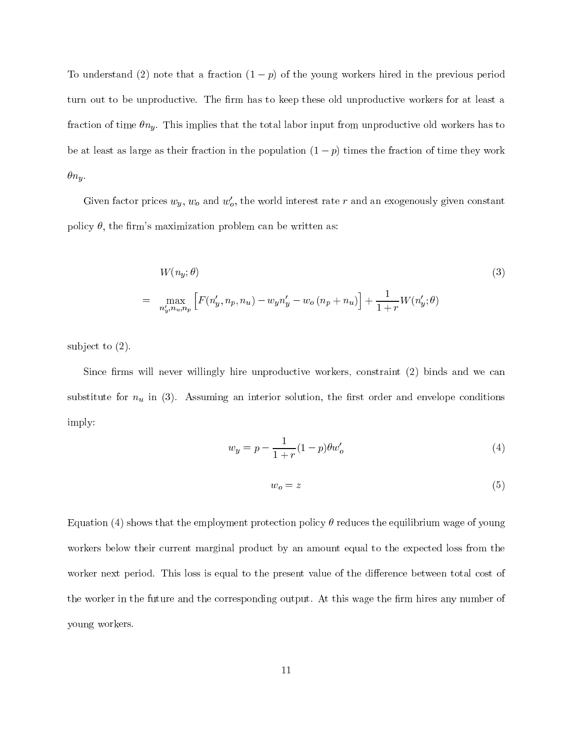To understand (2) note that a fraction $(1-p)$ of the young workers hired in the previous period turn out to be unproductive. The firm has to keep these old unproductive workers for at least a fraction of time $\theta n_y$. This implies that the total labor input from unproductive old workers has to be at least as large as their fraction in the population $(1-p)$ times the fraction of time they work $\theta n_y$.

Given factor prices $w_y$, $w_o$ and $w_o'$, the world interest rate $r$ and an exogenously given constant policy $\theta$, the firm's maximization problem can be written as:

$$
\begin{aligned}
& W(n_y; \theta) \\
= & \max_{n_y', n_u, n_p} \left[ F(n_y', n_p, n_u) - w_y n_y' - w_o \left(n_p + n_u\right) \right] + \frac{1}{1+r} W(n_y'; \theta)
\end{aligned} \tag{3}
$$

subject to (2).

Since firms will never willingly hire unproductive workers, constraint (2) binds and we can substitute for $n_u$ in (3). Assuming an interior solution, the first order and envelope conditions imply:

$$
w_y = p - \frac{1}{1+r}(1-p)\theta w_o' \tag{4}
$$

$$
w_o = z \tag{5}
$$

Equation (4) shows that the employment protection policy $\theta$ reduces the equilibrium wage of young workers below their current marginal product by an amount equal to the expected loss from the worker next period. This loss is equal to the present value of the difference between total cost of the worker in the future and the corresponding output. At this wage the firm hires any number of young workers.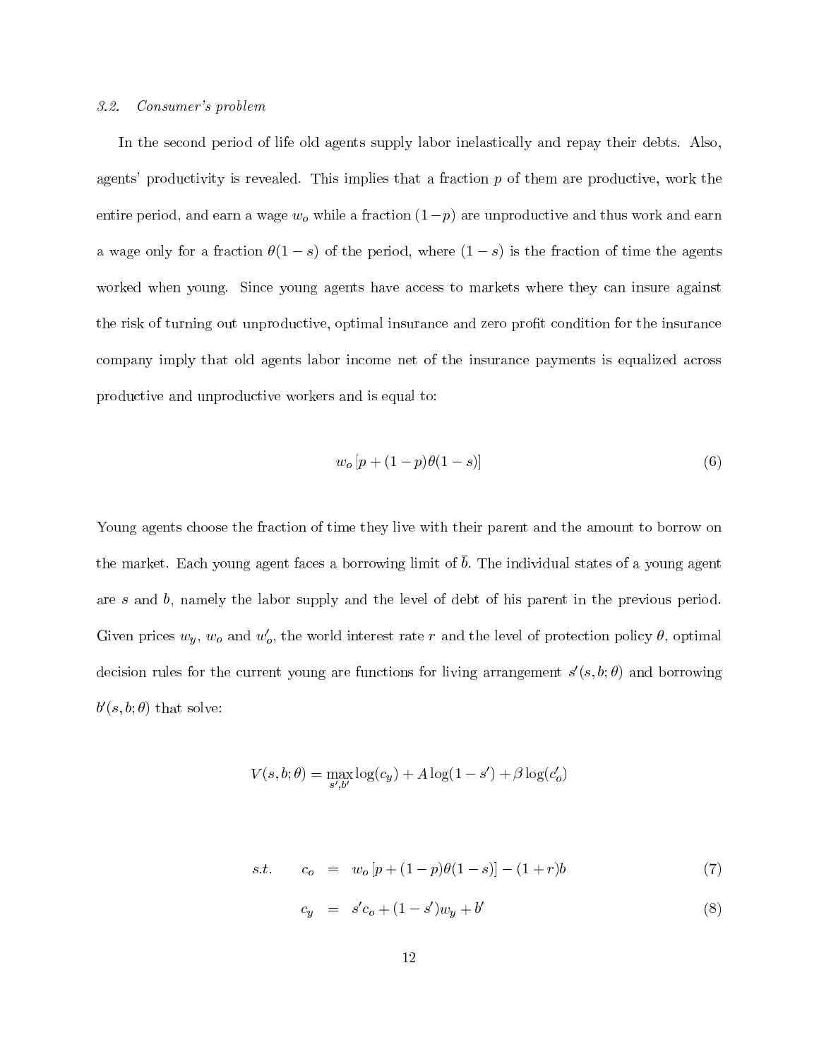### *3.2. Consumer's problem*

In the second period of life old agents supply labor inelastically and repay their debts. Also, agents' productivity is revealed. This implies that a fraction $p$ of them are productive, work the entire period, and earn a wage $w_o$ while a fraction $(1-p)$ are unproductive and thus work and earn a wage only for a fraction $\theta(1-s)$ of the period, where $(1-s)$ is the fraction of time the agents worked when young. Since young agents have access to markets where they can insure against the risk of turning out unproductive, optimal insurance and zero profit condition for the insurance company imply that old agents labor income net of the insurance payments is equalized across productive and unproductive workers and is equal to:

$$w_o\left[p+(1-p)\theta(1-s)\right] \tag{6}$$

Young agents choose the fraction of time they live with their parent and the amount to borrow on the market. Each young agent faces a borrowing limit of $\bar{b}$. The individual states of a young agent are $s$ and $b$, namely the labor supply and the level of debt of his parent in the previous period. Given prices $w_y$, $w_o$ and $w_o'$, the world interest rate $r$ and the level of protection policy $\theta$, optimal decision rules for the current young are functions for living arrangement $s'(s,b;\theta)$ and borrowing $b'(s,b;\theta)$ that solve:

$$V(s,b;\theta)=\max_{s',b'}\log(c_y)+A\log(1-s')+\beta\log(c_o')$$

$$\begin{aligned}
s.t. \qquad c_o &= w_o\left[p+(1-p)\theta(1-s)\right]-(1+r)b && (7)\\
c_y &= s'c_o+(1-s')w_y+b' && (8)
\end{aligned}$$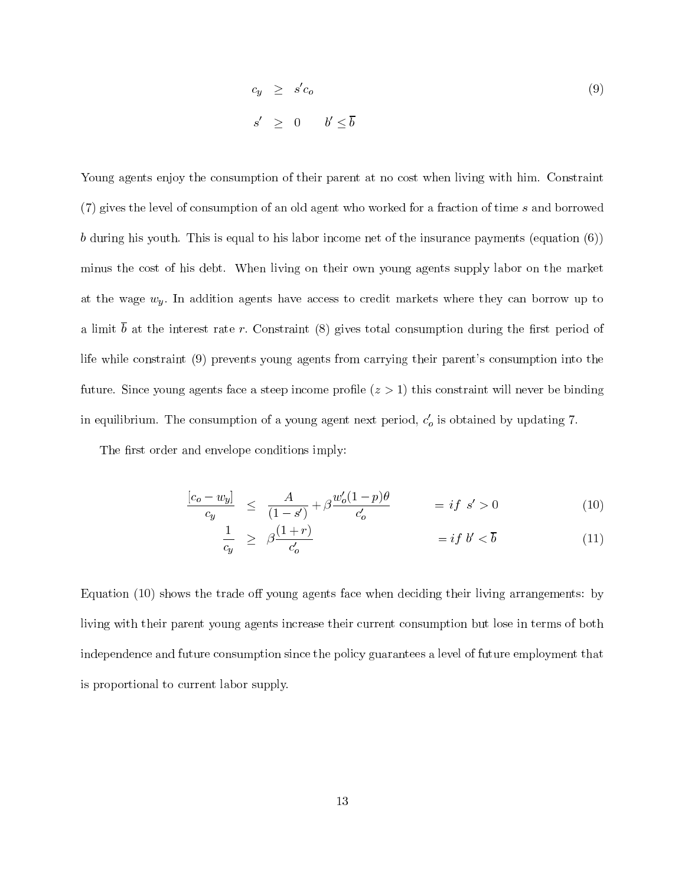$$
\begin{aligned}
c_y &\geq s' c_o && (9) \\
s' &\geq 0 \qquad b' \leq \overline{b}
\end{aligned}
$$

Young agents enjoy the consumption of their parent at no cost when living with him. Constraint (7) gives the level of consumption of an old agent who worked for a fraction of time $s$ and borrowed $b$ during his youth. This is equal to his labor income net of the insurance payments (equation (6)) minus the cost of his debt. When living on their own young agents supply labor on the market at the wage $w_y$. In addition agents have access to credit markets where they can borrow up to a limit $\overline{b}$ at the interest rate $r$. Constraint (8) gives total consumption during the first period of life while constraint (9) prevents young agents from carrying their parent's consumption into the future. Since young agents face a steep income profile ($z > 1$) this constraint will never be binding in equilibrium. The consumption of a young agent next period, $c_o'$ is obtained by updating 7.

The first order and envelope conditions imply:

$$
\frac{[c_o - w_y]}{c_y} \leq \frac{A}{(1-s')} + \beta \frac{w_o'(1-p)\theta}{c_o'} \qquad = if \;\; s' > 0 \qquad (10)
$$

$$
\frac{1}{c_y} \geq \beta \frac{(1+r)}{c_o'} \qquad = if \;\; b' < \overline{b} \qquad (11)
$$

Equation (10) shows the trade off young agents face when deciding their living arrangements: by living with their parent young agents increase their current consumption but lose in terms of both independence and future consumption since the policy guarantees a level of future employment that is proportional to current labor supply.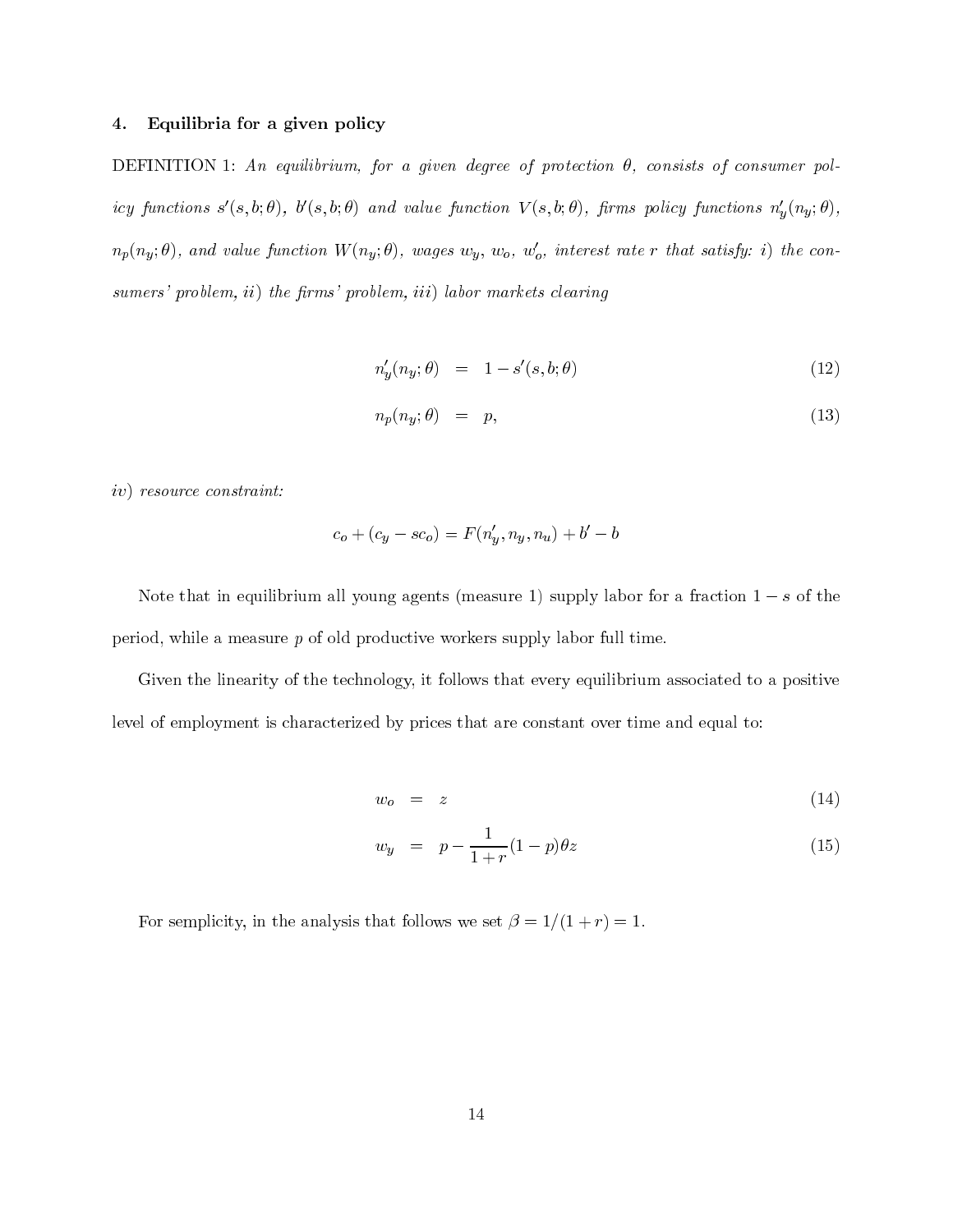## 4. Equilibria for a given policy

DEFINITION 1: *An equilibrium, for a given degree of protection $\theta$, consists of consumer policy functions $s'(s,b;\theta)$, $b'(s,b;\theta)$ and value function $V(s,b;\theta)$, firms policy functions $n_y'(n_y;\theta)$, $n_p(n_y;\theta)$, and value function $W(n_y;\theta)$, wages $w_y$, $w_o$, $w_o'$, interest rate $r$ that satisfy: i) the consumers' problem, ii) the firms' problem, iii) labor markets clearing*

$$n_y'(n_y;\theta) = 1 - s'(s,b;\theta) \tag{12}$$

$$n_p(n_y;\theta) = p, \tag{13}$$

*iv) resource constraint:*

$$c_o + (c_y - sc_o) = F(n_y', n_y, n_u) + b' - b$$

Note that in equilibrium all young agents (measure 1) supply labor for a fraction $1-s$ of the period, while a measure $p$ of old productive workers supply labor full time.

Given the linearity of the technology, it follows that every equilibrium associated to a positive level of employment is characterized by prices that are constant over time and equal to:

$$w_o = z \tag{14}$$

$$w_y = p - \frac{1}{1+r}(1-p)\theta z \tag{15}$$

For semplicity, in the analysis that follows we set $\beta = 1/(1+r) = 1$.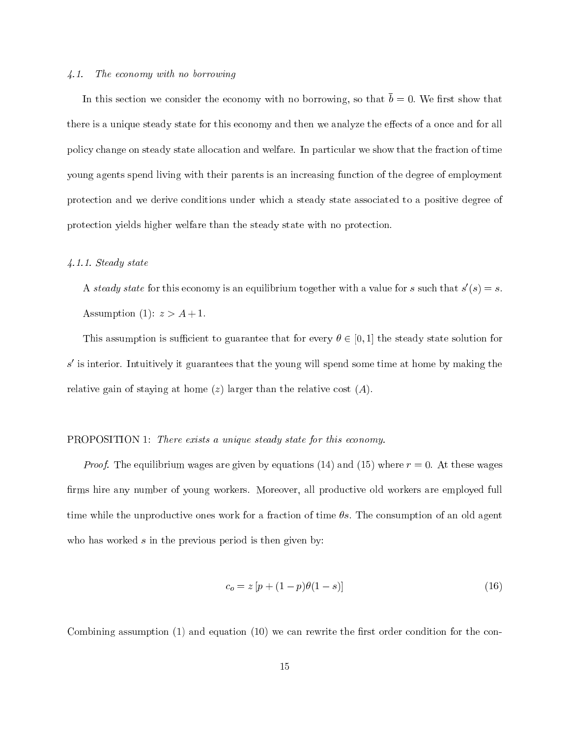*4.1. The economy with no borrowing*

In this section we consider the economy with no borrowing, so that $\bar{b} = 0$. We first show that there is a unique steady state for this economy and then we analyze the effects of a once and for all policy change on steady state allocation and welfare. In particular we show that the fraction of time young agents spend living with their parents is an increasing function of the degree of employment protection and we derive conditions under which a steady state associated to a positive degree of protection yields higher welfare than the steady state with no protection.

*4.1.1. Steady state*

A *steady state* for this economy is an equilibrium together with a value for $s$ such that $s'(s) = s$.

Assumption (1): $z > A + 1$.

This assumption is sufficient to guarantee that for every $\theta \in [0, 1]$ the steady state solution for $s'$ is interior. Intuitively it guarantees that the young will spend some time at home by making the relative gain of staying at home ($z$) larger than the relative cost ($A$).

PROPOSITION 1: *There exists a unique steady state for this economy.*

*Proof.* The equilibrium wages are given by equations (14) and (15) where $r = 0$. At these wages firms hire any number of young workers. Moreover, all productive old workers are employed full time while the unproductive ones work for a fraction of time $\theta s$. The consumption of an old agent who has worked $s$ in the previous period is then given by:

$$c_o = z\left[p + (1-p)\theta(1-s)\right] \tag{16}$$

Combining assumption (1) and equation (10) we can rewrite the first order condition for the con-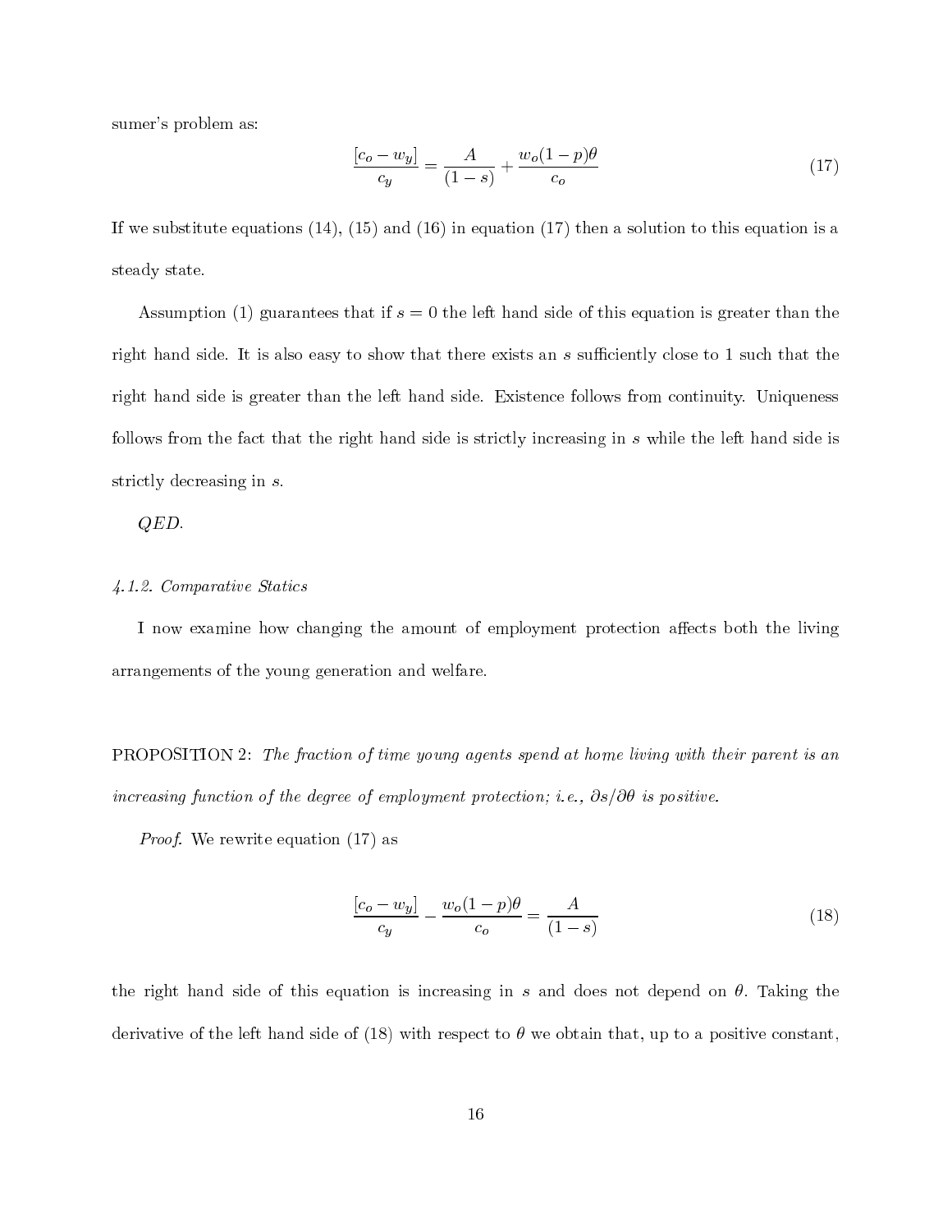sumer's problem as:

$$\frac{[c_o - w_y]}{c_y} = \frac{A}{(1-s)} + \frac{w_o(1-p)\theta}{c_o} \tag{17}$$

If we substitute equations (14), (15) and (16) in equation (17) then a solution to this equation is a steady state.

Assumption (1) guarantees that if $s = 0$ the left hand side of this equation is greater than the right hand side. It is also easy to show that there exists an $s$ sufficiently close to 1 such that the right hand side is greater than the left hand side. Existence follows from continuity. Uniqueness follows from the fact that the right hand side is strictly increasing in $s$ while the left hand side is strictly decreasing in $s$.

*QED.*

#### *4.1.2. Comparative Statics*

I now examine how changing the amount of employment protection affects both the living arrangements of the young generation and welfare.

PROPOSITION 2: *The fraction of time young agents spend at home living with their parent is an increasing function of the degree of employment protection; i.e., $\partial s/\partial \theta$ is positive.*

*Proof.* We rewrite equation (17) as

$$\frac{[c_o - w_y]}{c_y} - \frac{w_o(1-p)\theta}{c_o} = \frac{A}{(1-s)} \tag{18}$$

the right hand side of this equation is increasing in $s$ and does not depend on $\theta$. Taking the derivative of the left hand side of (18) with respect to $\theta$ we obtain that, up to a positive constant,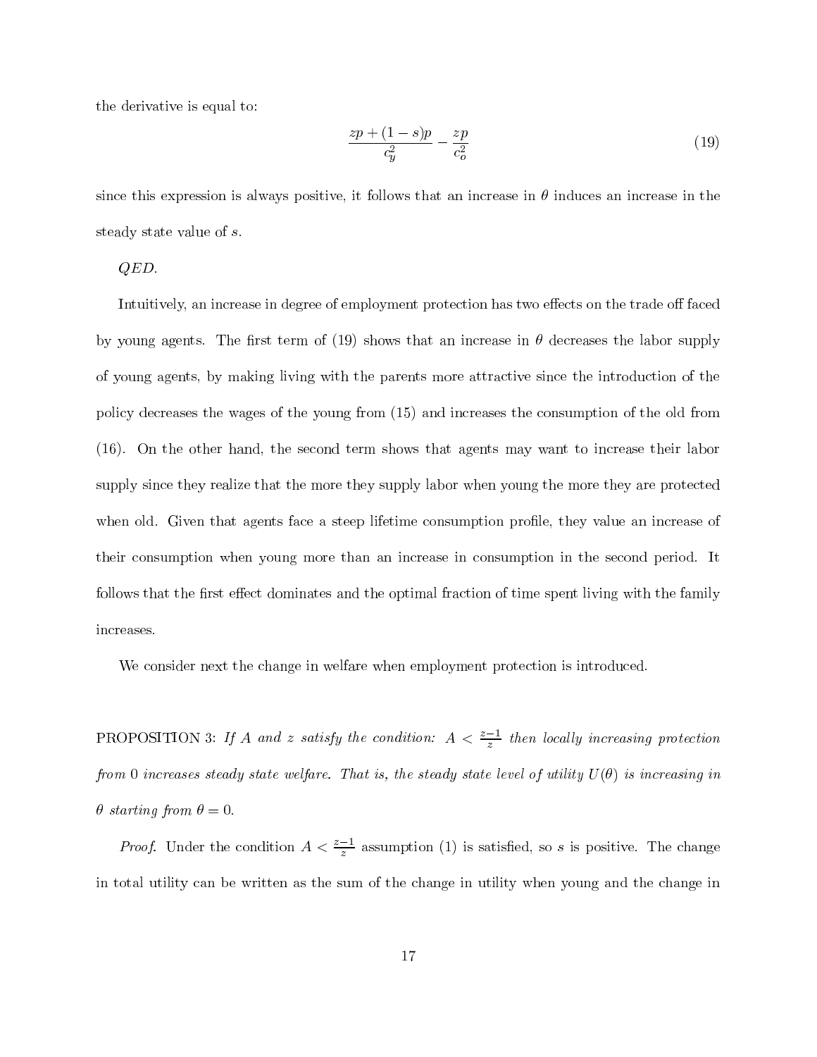the derivative is equal to:

$$\frac{zp + (1-s)p}{c_y^2} - \frac{zp}{c_o^2} \tag{19}$$

since this expression is always positive, it follows that an increase in $\theta$ induces an increase in the steady state value of $s$.

*QED.*

Intuitively, an increase in degree of employment protection has two effects on the trade off faced by young agents. The first term of (19) shows that an increase in $\theta$ decreases the labor supply of young agents, by making living with the parents more attractive since the introduction of the policy decreases the wages of the young from (15) and increases the consumption of the old from (16). On the other hand, the second term shows that agents may want to increase their labor supply since they realize that the more they supply labor when young the more they are protected when old. Given that agents face a steep lifetime consumption profile, they value an increase of their consumption when young more than an increase in consumption in the second period. It follows that the first effect dominates and the optimal fraction of time spent living with the family increases.

We consider next the change in welfare when employment protection is introduced.

PROPOSITION 3: *If $A$ and $z$ satisfy the condition: $A < \frac{z-1}{z}$ then locally increasing protection from 0 increases steady state welfare. That is, the steady state level of utility $U(\theta)$ is increasing in $\theta$ starting from $\theta = 0$.*

*Proof.* Under the condition $A < \frac{z-1}{z}$ assumption (1) is satisfied, so $s$ is positive. The change in total utility can be written as the sum of the change in utility when young and the change in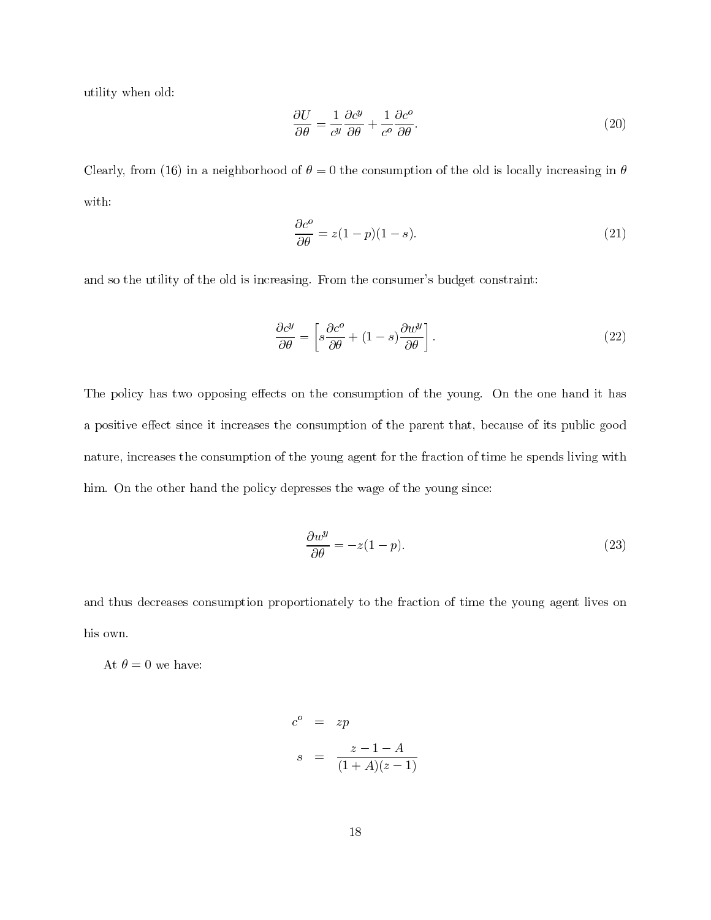utility when old:

$$\frac{\partial U}{\partial \theta} = \frac{1}{c^y}\frac{\partial c^y}{\partial \theta} + \frac{1}{c^o}\frac{\partial c^o}{\partial \theta}. \tag{20}$$

Clearly, from (16) in a neighborhood of $\theta = 0$ the consumption of the old is locally increasing in $\theta$ with:

$$\frac{\partial c^o}{\partial \theta} = z(1-p)(1-s). \tag{21}$$

and so the utility of the old is increasing. From the consumer's budget constraint:

$$\frac{\partial c^y}{\partial \theta} = \left[ s\frac{\partial c^o}{\partial \theta} + (1-s)\frac{\partial w^y}{\partial \theta} \right]. \tag{22}$$

The policy has two opposing effects on the consumption of the young. On the one hand it has a positive effect since it increases the consumption of the parent that, because of its public good nature, increases the consumption of the young agent for the fraction of time he spends living with him. On the other hand the policy depresses the wage of the young since:

$$\frac{\partial w^y}{\partial \theta} = -z(1-p). \tag{23}$$

and thus decreases consumption proportionately to the fraction of time the young agent lives on his own.

At $\theta = 0$ we have:

$$c^o = zp$$

$$s = \frac{z-1-A}{(1+A)(z-1)}$$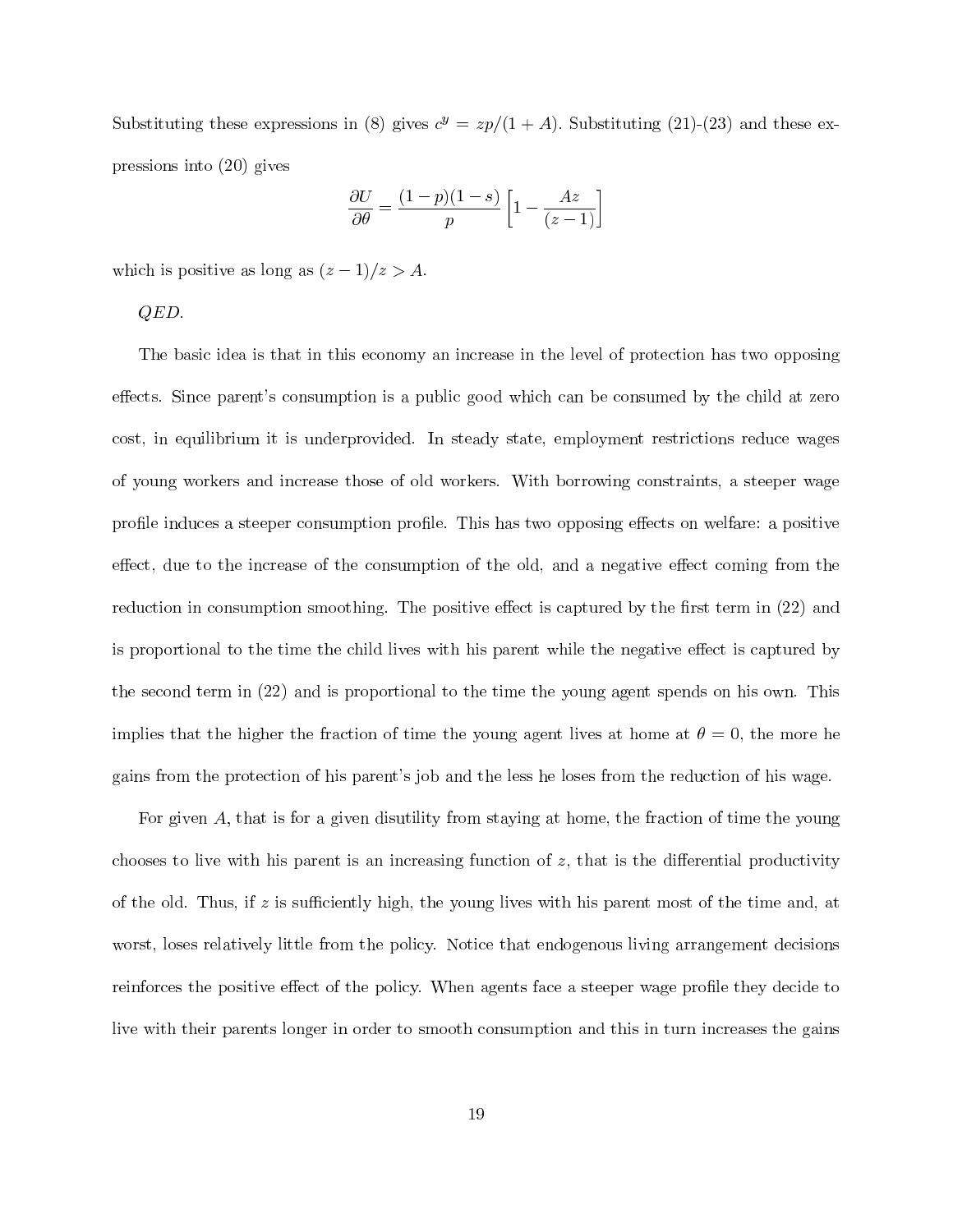Substituting these expressions in (8) gives $c^y = zp/(1+A)$. Substituting (21)-(23) and these expressions into (20) gives

$$\frac{\partial U}{\partial \theta} = \frac{(1-p)(1-s)}{p}\left[1 - \frac{Az}{(z-1)}\right]$$

which is positive as long as $(z-1)/z > A$.

*QED.*

The basic idea is that in this economy an increase in the level of protection has two opposing effects. Since parent's consumption is a public good which can be consumed by the child at zero cost, in equilibrium it is underprovided. In steady state, employment restrictions reduce wages of young workers and increase those of old workers. With borrowing constraints, a steeper wage profile induces a steeper consumption profile. This has two opposing effects on welfare: a positive effect, due to the increase of the consumption of the old, and a negative effect coming from the reduction in consumption smoothing. The positive effect is captured by the first term in (22) and is proportional to the time the child lives with his parent while the negative effect is captured by the second term in (22) and is proportional to the time the young agent spends on his own. This implies that the higher the fraction of time the young agent lives at home at $\theta = 0$, the more he gains from the protection of his parent's job and the less he loses from the reduction of his wage.

For given $A$, that is for a given disutility from staying at home, the fraction of time the young chooses to live with his parent is an increasing function of $z$, that is the differential productivity of the old. Thus, if $z$ is sufficiently high, the young lives with his parent most of the time and, at worst, loses relatively little from the policy. Notice that endogenous living arrangement decisions reinforces the positive effect of the policy. When agents face a steeper wage profile they decide to live with their parents longer in order to smooth consumption and this in turn increases the gains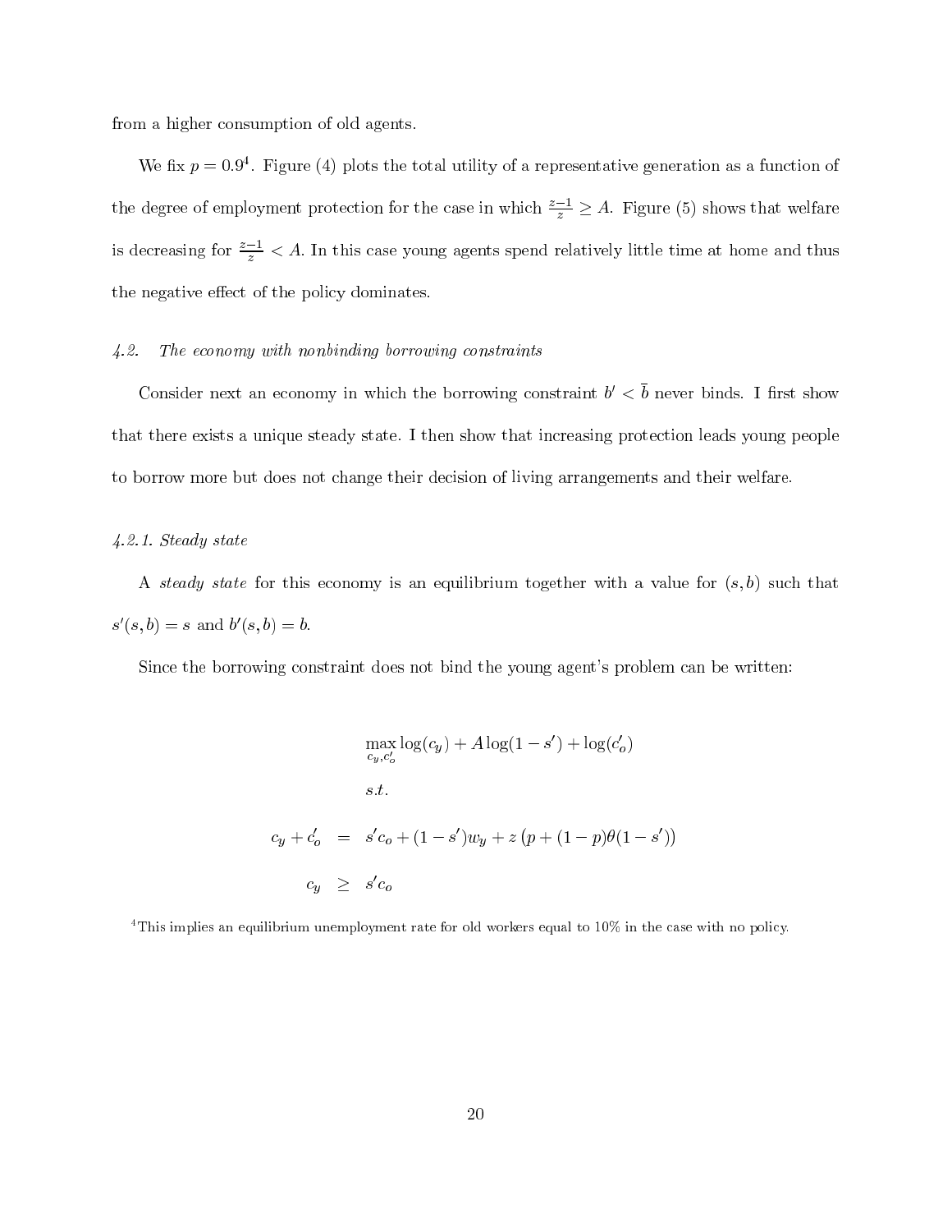from a higher consumption of old agents.

We fix $p = 0.9$[4]. Figure (4) plots the total utility of a representative generation as a function of the degree of employment protection for the case in which $\frac{z-1}{z} \geq A$. Figure (5) shows that welfare is decreasing for $\frac{z-1}{z} < A$. In this case young agents spend relatively little time at home and thus the negative effect of the policy dominates.

### 4.2. *The economy with nonbinding borrowing constraints*

Consider next an economy in which the borrowing constraint $b' < \bar{b}$ never binds. I first show that there exists a unique steady state. I then show that increasing protection leads young people to borrow more but does not change their decision of living arrangements and their welfare.

#### 4.2.1. *Steady state*

A *steady state* for this economy is an equilibrium together with a value for $(s, b)$ such that $s'(s, b) = s$ and $b'(s, b) = b$.

Since the borrowing constraint does not bind the young agent's problem can be written:

$$\max_{c_y, c_o'} \log(c_y) + A\log(1 - s') + \log(c_o')$$

$$s.t.$$

$$c_y + c_o' = s'c_o + (1 - s')w_y + z\left(p + (1 - p)\theta(1 - s')\right)$$

$$c_y \geq s'c_o$$

[4] This implies an equilibrium unemployment rate for old workers equal to 10% in the case with no policy.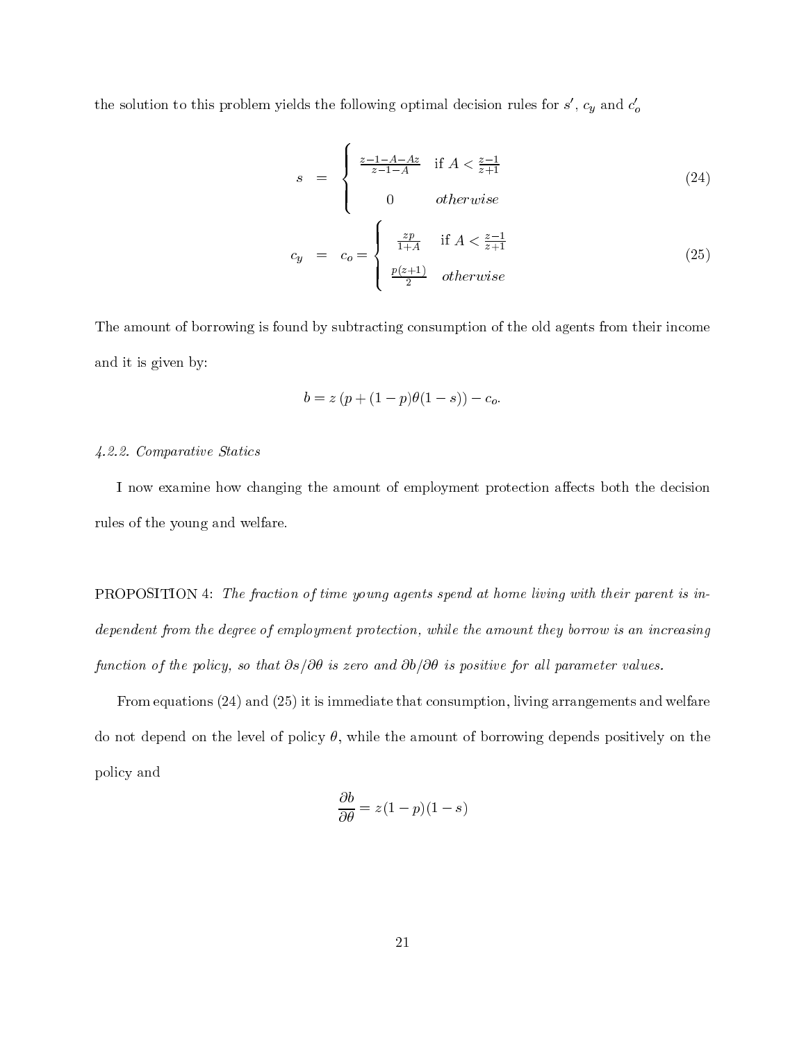the solution to this problem yields the following optimal decision rules for $s'$, $c_y$ and $c'_o$

$$s = \begin{cases} \frac{z-1-A-Az}{z-1-A} & \text{if } A < \frac{z-1}{z+1} \\ 0 & otherwise \end{cases} \tag{24}$$

$$c_y = c_o = \begin{cases} \frac{zp}{1+A} & \text{if } A < \frac{z-1}{z+1} \\ \frac{p(z+1)}{2} & otherwise \end{cases} \tag{25}$$

The amount of borrowing is found by subtracting consumption of the old agents from their income and it is given by:

$$b = z\left(p + (1-p)\theta(1-s)\right) - c_o.$$

*4.2.2. Comparative Statics*

I now examine how changing the amount of employment protection affects both the decision rules of the young and welfare.

PROPOSITION 4: *The fraction of time young agents spend at home living with their parent is independent from the degree of employment protection, while the amount they borrow is an increasing function of the policy, so that $\partial s/\partial\theta$ is zero and $\partial b/\partial\theta$ is positive for all parameter values.*

From equations (24) and (25) it is immediate that consumption, living arrangements and welfare do not depend on the level of policy $\theta$, while the amount of borrowing depends positively on the policy and

$$\frac{\partial b}{\partial \theta} = z(1-p)(1-s)$$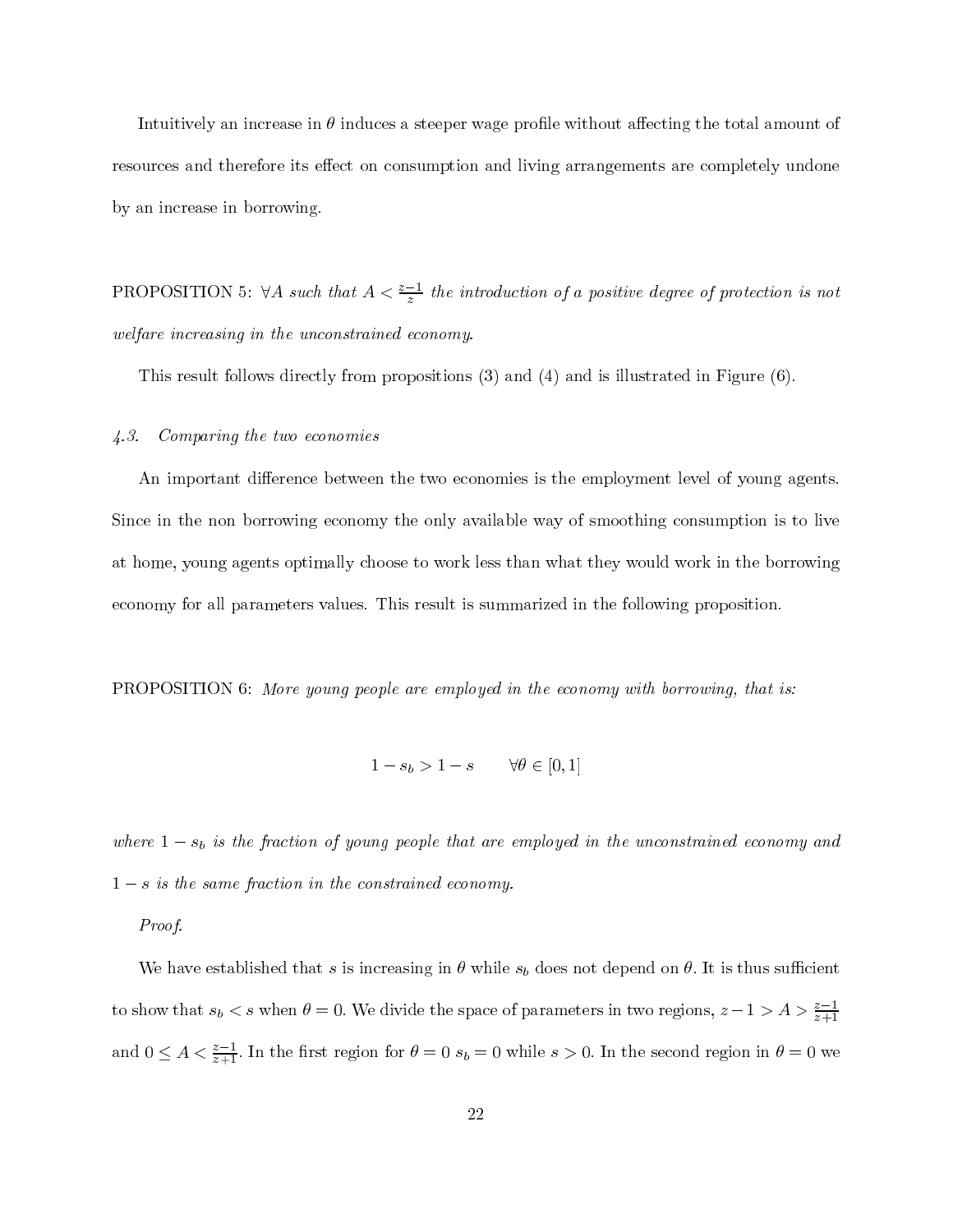Intuitively an increase in $\theta$ induces a steeper wage profile without affecting the total amount of resources and therefore its effect on consumption and living arrangements are completely undone by an increase in borrowing.

PROPOSITION 5: *$\forall A$ such that $A < \frac{z-1}{z}$ the introduction of a positive degree of protection is not welfare increasing in the unconstrained economy.*

This result follows directly from propositions (3) and (4) and is illustrated in Figure (6).

### *4.3. Comparing the two economies*

An important difference between the two economies is the employment level of young agents. Since in the non borrowing economy the only available way of smoothing consumption is to live at home, young agents optimally choose to work less than what they would work in the borrowing economy for all parameters values. This result is summarized in the following proposition.

PROPOSITION 6: *More young people are employed in the economy with borrowing, that is:*

$$1 - s_b > 1 - s \qquad \forall \theta \in [0, 1]$$

*where $1 - s_b$ is the fraction of young people that are employed in the unconstrained economy and $1 - s$ is the same fraction in the constrained economy.*

*Proof.*

We have established that $s$ is increasing in $\theta$ while $s_b$ does not depend on $\theta$. It is thus sufficient to show that $s_b < s$ when $\theta = 0$. We divide the space of parameters in two regions, $z - 1 > A > \frac{z-1}{z+1}$ and $0 \leq A < \frac{z-1}{z+1}$. In the first region for $\theta = 0$ $s_b = 0$ while $s > 0$. In the second region in $\theta = 0$ we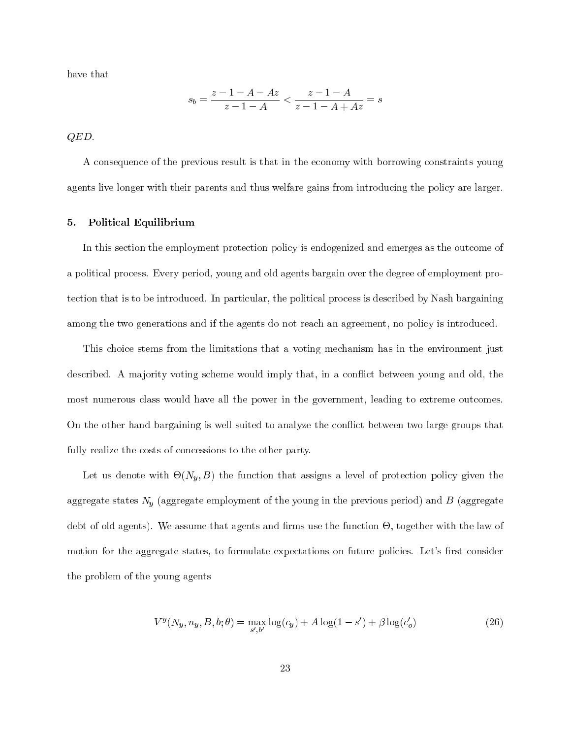have that

$$s_b = \frac{z - 1 - A - Az}{z - 1 - A} < \frac{z - 1 - A}{z - 1 - A + Az} = s$$

*QED.*

A consequence of the previous result is that in the economy with borrowing constraints young agents live longer with their parents and thus welfare gains from introducing the policy are larger.

## 5. Political Equilibrium

In this section the employment protection policy is endogenized and emerges as the outcome of a political process. Every period, young and old agents bargain over the degree of employment protection that is to be introduced. In particular, the political process is described by Nash bargaining among the two generations and if the agents do not reach an agreement, no policy is introduced.

This choice stems from the limitations that a voting mechanism has in the environment just described. A majority voting scheme would imply that, in a conflict between young and old, the most numerous class would have all the power in the government, leading to extreme outcomes. On the other hand bargaining is well suited to analyze the conflict between two large groups that fully realize the costs of concessions to the other party.

Let us denote with $\Theta(N_y, B)$ the function that assigns a level of protection policy given the aggregate states $N_y$ (aggregate employment of the young in the previous period) and $B$ (aggregate debt of old agents). We assume that agents and firms use the function $\Theta$, together with the law of motion for the aggregate states, to formulate expectations on future policies. Let's first consider the problem of the young agents

$$V^y(N_y, n_y, B, b; \theta) = \max_{s', b'} \log(c_y) + A \log(1 - s') + \beta \log(c_o') \tag{26}$$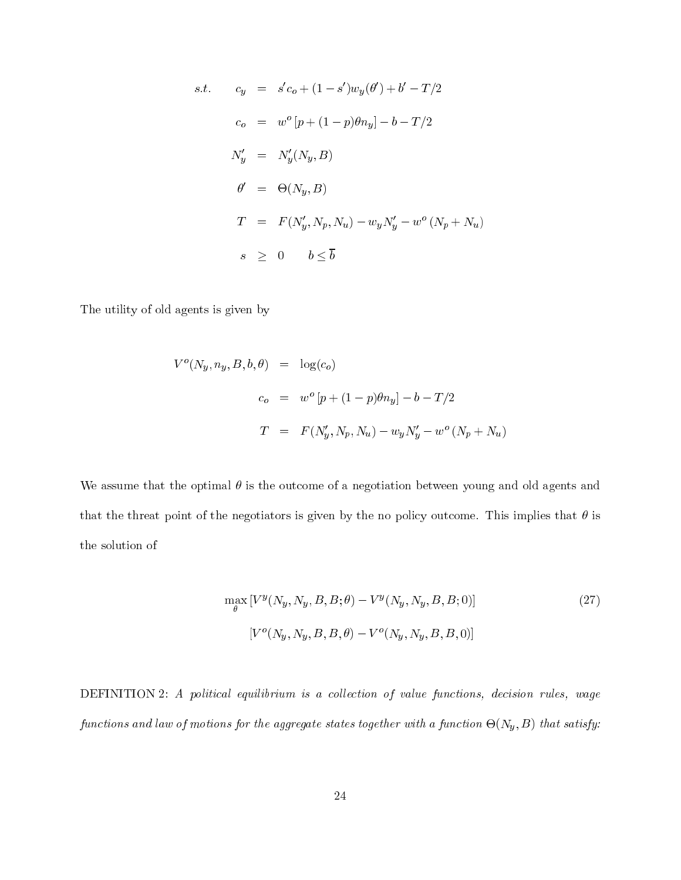$$
\begin{aligned}
s.t. \qquad c_y &= s' c_o + (1-s') w_y(\theta') + b' - T/2 \\
c_o &= w^o \left[ p + (1-p)\theta n_y \right] - b - T/2 \\
N_y' &= N_y'(N_y, B) \\
\theta' &= \Theta(N_y, B) \\
T &= F(N_y', N_p, N_u) - w_y N_y' - w^o (N_p + N_u) \\
s &\geq 0 \qquad b \leq \overline{b}
\end{aligned}
$$

The utility of old agents is given by

$$
\begin{aligned}
V^o(N_y, n_y, B, b, \theta) &= \log(c_o) \\
c_o &= w^o \left[ p + (1-p)\theta n_y \right] - b - T/2 \\
T &= F(N_y', N_p, N_u) - w_y N_y' - w^o (N_p + N_u)
\end{aligned}
$$

We assume that the optimal $\theta$ is the outcome of a negotiation between young and old agents and that the threat point of the negotiators is given by the no policy outcome. This implies that $\theta$ is the solution of

$$
\begin{aligned}
\max_{\theta} \, & \left[ V^y(N_y, N_y, B, B; \theta) - V^y(N_y, N_y, B, B; 0) \right] \\
& \left[ V^o(N_y, N_y, B, B, \theta) - V^o(N_y, N_y, B, B, 0) \right]
\end{aligned} \tag{27}
$$

DEFINITION 2: *A political equilibrium is a collection of value functions, decision rules, wage functions and law of motions for the aggregate states together with a function $\Theta(N_y, B)$ that satisfy:*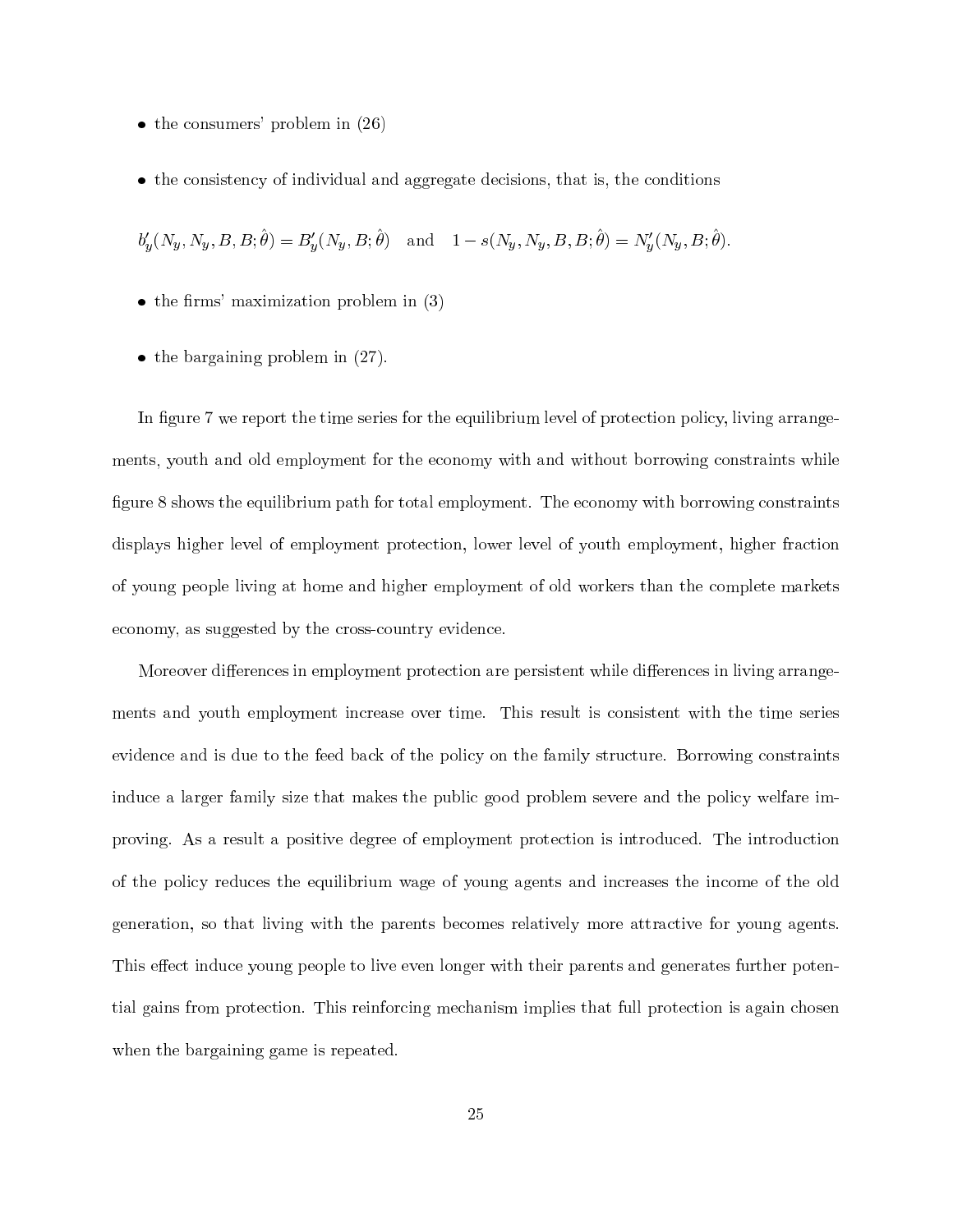- the consumers' problem in (26)
- the consistency of individual and aggregate decisions, that is, the conditions

$$b_y'(N_y, N_y, B, B; \hat{\theta}) = B_y'(N_y, B; \hat{\theta}) \quad \text{and} \quad 1 - s(N_y, N_y, B, B; \hat{\theta}) = N_y'(N_y, B; \hat{\theta}).$$

- the firms' maximization problem in (3)
- the bargaining problem in (27).

In figure 7 we report the time series for the equilibrium level of protection policy, living arrangements, youth and old employment for the economy with and without borrowing constraints while figure 8 shows the equilibrium path for total employment. The economy with borrowing constraints displays higher level of employment protection, lower level of youth employment, higher fraction of young people living at home and higher employment of old workers than the complete markets economy, as suggested by the cross-country evidence.

Moreover differences in employment protection are persistent while differences in living arrangements and youth employment increase over time. This result is consistent with the time series evidence and is due to the feed back of the policy on the family structure. Borrowing constraints induce a larger family size that makes the public good problem severe and the policy welfare improving. As a result a positive degree of employment protection is introduced. The introduction of the policy reduces the equilibrium wage of young agents and increases the income of the old generation, so that living with the parents becomes relatively more attractive for young agents. This effect induce young people to live even longer with their parents and generates further potential gains from protection. This reinforcing mechanism implies that full protection is again chosen when the bargaining game is repeated.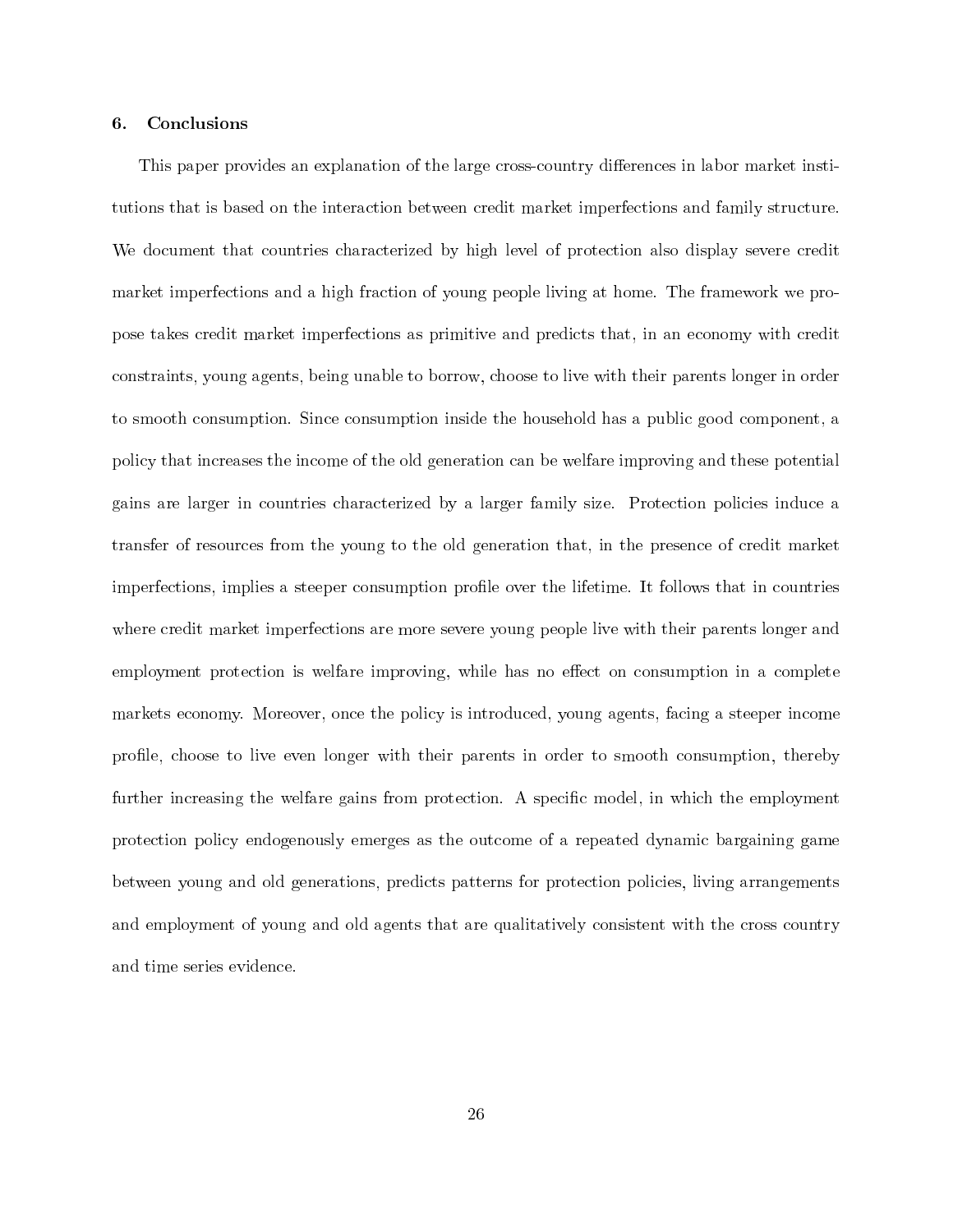## 6. Conclusions

This paper provides an explanation of the large cross-country differences in labor market institutions that is based on the interaction between credit market imperfections and family structure. We document that countries characterized by high level of protection also display severe credit market imperfections and a high fraction of young people living at home. The framework we propose takes credit market imperfections as primitive and predicts that, in an economy with credit constraints, young agents, being unable to borrow, choose to live with their parents longer in order to smooth consumption. Since consumption inside the household has a public good component, a policy that increases the income of the old generation can be welfare improving and these potential gains are larger in countries characterized by a larger family size. Protection policies induce a transfer of resources from the young to the old generation that, in the presence of credit market imperfections, implies a steeper consumption profile over the lifetime. It follows that in countries where credit market imperfections are more severe young people live with their parents longer and employment protection is welfare improving, while has no effect on consumption in a complete markets economy. Moreover, once the policy is introduced, young agents, facing a steeper income profile, choose to live even longer with their parents in order to smooth consumption, thereby further increasing the welfare gains from protection. A specific model, in which the employment protection policy endogenously emerges as the outcome of a repeated dynamic bargaining game between young and old generations, predicts patterns for protection policies, living arrangements and employment of young and old agents that are qualitatively consistent with the cross country and time series evidence.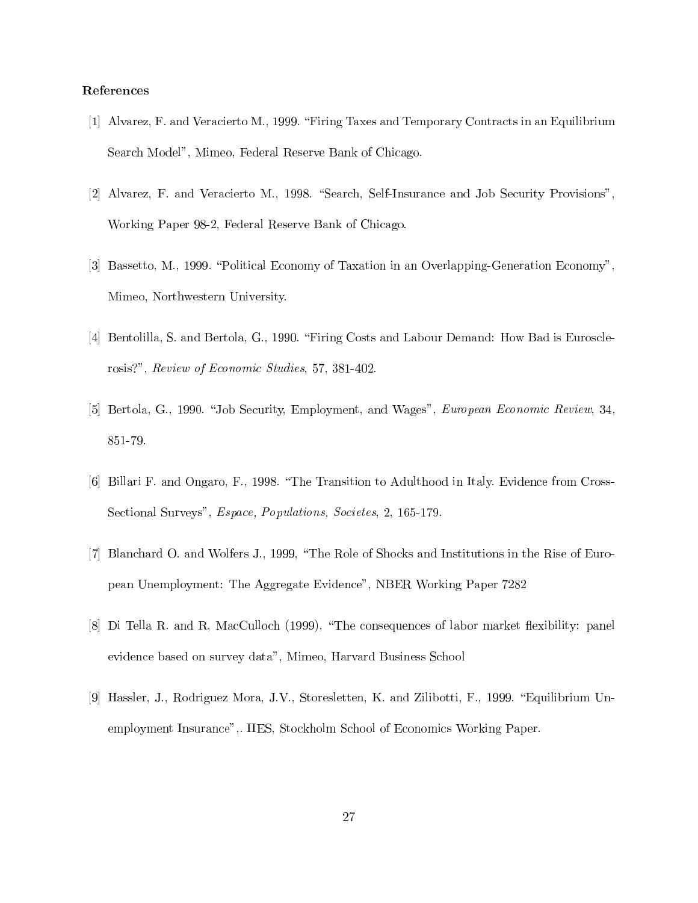**References**

[1] Alvarez, F. and Veracierto M., 1999. "Firing Taxes and Temporary Contracts in an Equilibrium Search Model", Mimeo, Federal Reserve Bank of Chicago.

[2] Alvarez, F. and Veracierto M., 1998. "Search, Self-Insurance and Job Security Provisions", Working Paper 98-2, Federal Reserve Bank of Chicago.

[3] Bassetto, M., 1999. "Political Economy of Taxation in an Overlapping-Generation Economy", Mimeo, Northwestern University.

[4] Bentolilla, S. and Bertola, G., 1990. "Firing Costs and Labour Demand: How Bad is Eurosclerosis?", *Review of Economic Studies*, 57, 381-402.

[5] Bertola, G., 1990. "Job Security, Employment, and Wages", *European Economic Review*, 34, 851-79.

[6] Billari F. and Ongaro, F., 1998. "The Transition to Adulthood in Italy. Evidence from Cross-Sectional Surveys", *Espace, Populations, Societes*, 2, 165-179.

[7] Blanchard O. and Wolfers J., 1999, "The Role of Shocks and Institutions in the Rise of European Unemployment: The Aggregate Evidence", NBER Working Paper 7282

[8] Di Tella R. and R, MacCulloch (1999), "The consequences of labor market flexibility: panel evidence based on survey data", Mimeo, Harvard Business School

[9] Hassler, J., Rodriguez Mora, J.V., Storesletten, K. and Zilibotti, F., 1999. "Equilibrium Unemployment Insurance",. IIES, Stockholm School of Economics Working Paper.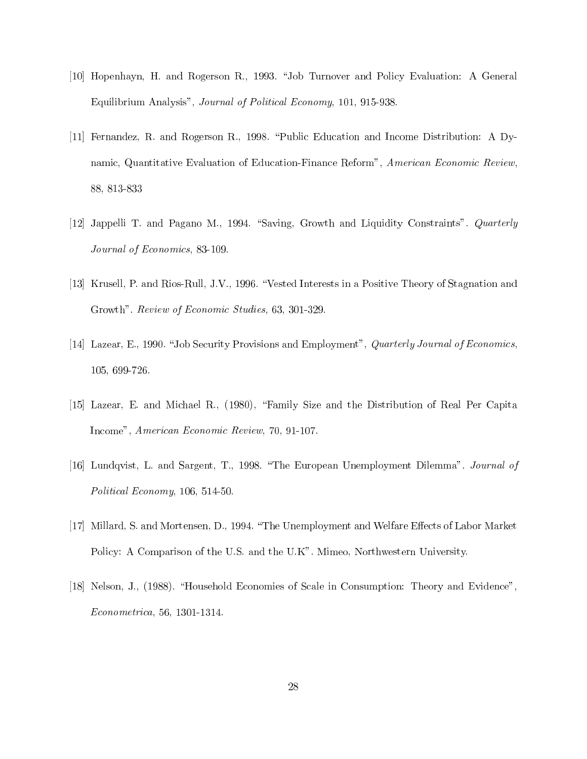[10] Hopenhayn, H. and Rogerson R., 1993. "Job Turnover and Policy Evaluation: A General Equilibrium Analysis", *Journal of Political Economy*, 101, 915-938.

[11] Fernandez, R. and Rogerson R., 1998. "Public Education and Income Distribution: A Dynamic, Quantitative Evaluation of Education-Finance Reform", *American Economic Review*, 88, 813-833

[12] Jappelli T. and Pagano M., 1994. "Saving, Growth and Liquidity Constraints". *Quarterly Journal of Economics*, 83-109.

[13] Krusell, P. and Rios-Rull, J.V., 1996. "Vested Interests in a Positive Theory of Stagnation and Growth". *Review of Economic Studies*, 63, 301-329.

[14] Lazear, E., 1990. "Job Security Provisions and Employment", *Quarterly Journal of Economics*, 105, 699-726.

[15] Lazear, E. and Michael R., (1980), "Family Size and the Distribution of Real Per Capita Income", *American Economic Review*, 70, 91-107.

[16] Lundqvist, L. and Sargent, T., 1998. "The European Unemployment Dilemma". *Journal of Political Economy*, 106, 514-50.

[17] Millard, S. and Mortensen, D., 1994. "The Unemployment and Welfare Effects of Labor Market Policy: A Comparison of the U.S. and the U.K". Mimeo, Northwestern University.

[18] Nelson, J., (1988). "Household Economies of Scale in Consumption: Theory and Evidence", *Econometrica*, 56, 1301-1314.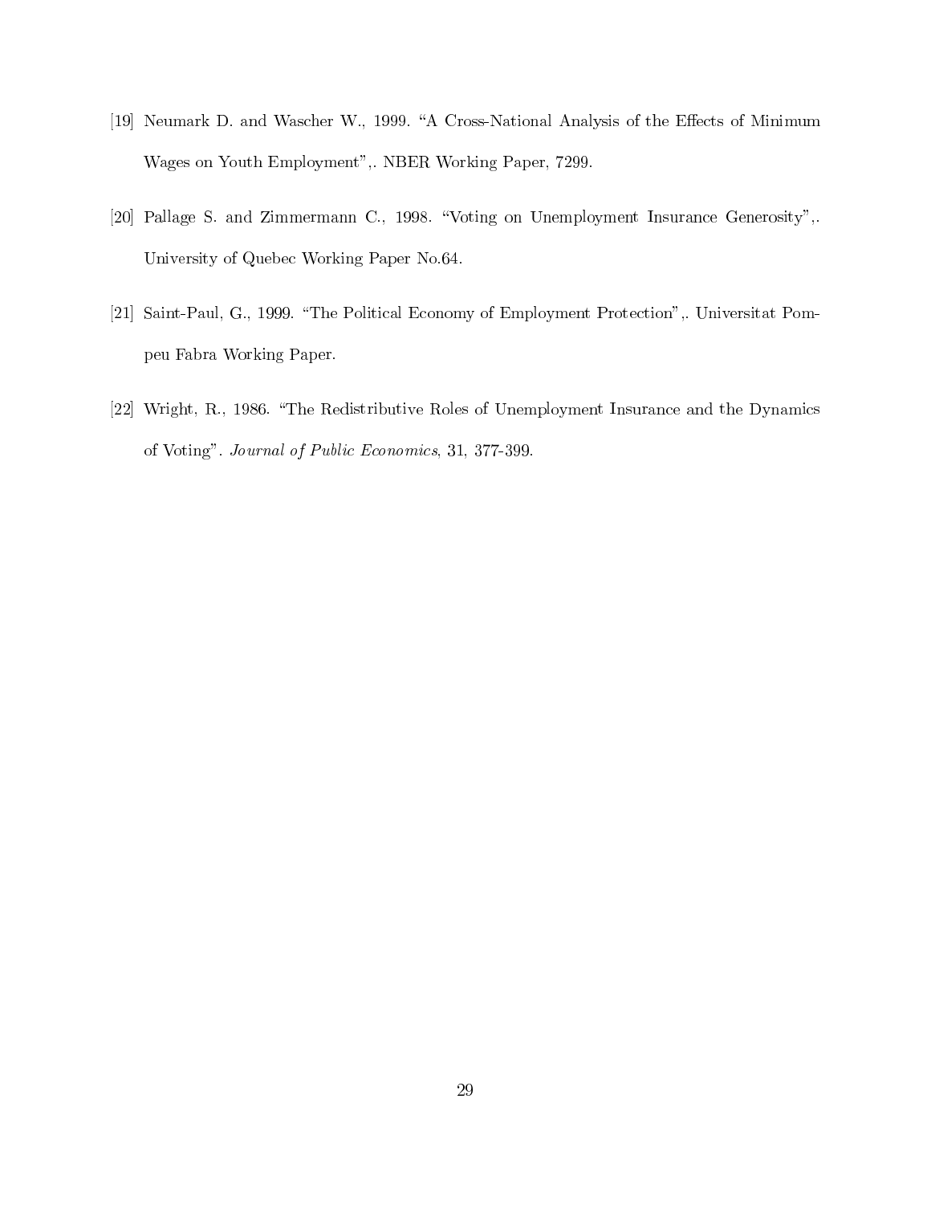[19] Neumark D. and Wascher W., 1999. "A Cross-National Analysis of the Effects of Minimum Wages on Youth Employment",. NBER Working Paper, 7299.

[20] Pallage S. and Zimmermann C., 1998. "Voting on Unemployment Insurance Generosity",. University of Quebec Working Paper No.64.

[21] Saint-Paul, G., 1999. "The Political Economy of Employment Protection",. Universitat Pompeu Fabra Working Paper.

[22] Wright, R., 1986. "The Redistributive Roles of Unemployment Insurance and the Dynamics of Voting". *Journal of Public Economics*, 31, 377-399.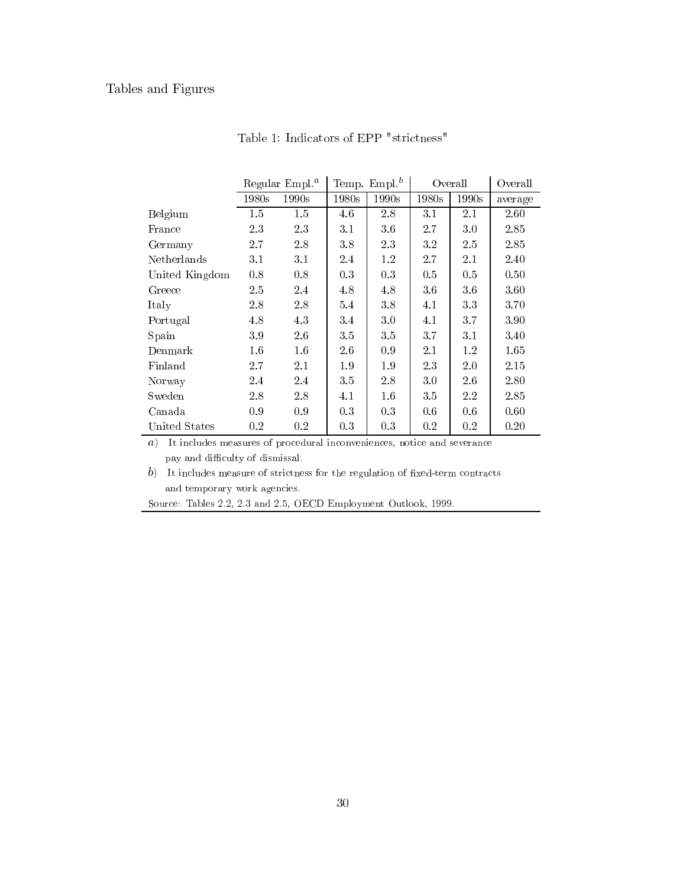Tables and Figures

Table 1: Indicators of EPP "strictness"

| | Regular Empl.[a] | | Temp. Empl.[b] | | Overall | | Overall |
|---|---|---|---|---|---|---|---|
| | 1980s | 1990s | 1980s | 1990s | 1980s | 1990s | average |
| Belgium | 1.5 | 1.5 | 4.6 | 2.8 | 3.1 | 2.1 | 2.60 |
| France | 2.3 | 2.3 | 3.1 | 3.6 | 2.7 | 3.0 | 2.85 |
| Germany | 2.7 | 2.8 | 3.8 | 2.3 | 3.2 | 2.5 | 2.85 |
| Netherlands | 3.1 | 3.1 | 2.4 | 1.2 | 2.7 | 2.1 | 2.40 |
| United Kingdom | 0.8 | 0.8 | 0.3 | 0.3 | 0.5 | 0.5 | 0.50 |
| Greece | 2.5 | 2.4 | 4.8 | 4.8 | 3.6 | 3.6 | 3.60 |
| Italy | 2.8 | 2.8 | 5.4 | 3.8 | 4.1 | 3.3 | 3.70 |
| Portugal | 4.8 | 4.3 | 3.4 | 3.0 | 4.1 | 3.7 | 3.90 |
| Spain | 3.9 | 2.6 | 3.5 | 3.5 | 3.7 | 3.1 | 3.40 |
| Denmark | 1.6 | 1.6 | 2.6 | 0.9 | 2.1 | 1.2 | 1.65 |
| Finland | 2.7 | 2.1 | 1.9 | 1.9 | 2.3 | 2.0 | 2.15 |
| Norway | 2.4 | 2.4 | 3.5 | 2.8 | 3.0 | 2.6 | 2.80 |
| Sweden | 2.8 | 2.8 | 4.1 | 1.6 | 3.5 | 2.2 | 2.85 |
| Canada | 0.9 | 0.9 | 0.3 | 0.3 | 0.6 | 0.6 | 0.60 |
| United States | 0.2 | 0.2 | 0.3 | 0.3 | 0.2 | 0.2 | 0.20 |

*a*) It includes measures of procedural inconveniences, notice and severance pay and difficulty of dismissal.

*b*) It includes measure of strictness for the regulation of fixed-term contracts and temporary work agencies.

Source: Tables 2.2, 2.3 and 2.5, OECD Employment Outlook, 1999.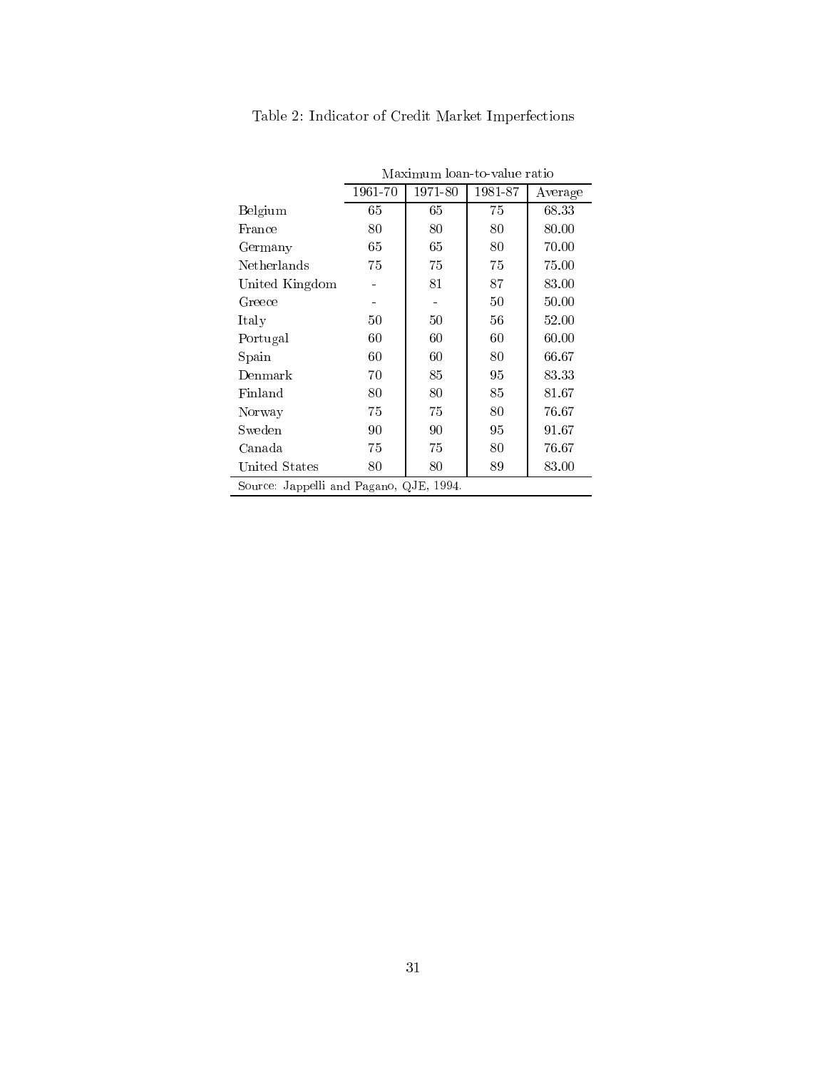Table 2: Indicator of Credit Market Imperfections

| | Maximum loan-to-value ratio | | | |
|---|---|---|---|---|
| | 1961-70 | 1971-80 | 1981-87 | Average |
| Belgium | 65 | 65 | 75 | 68.33 |
| France | 80 | 80 | 80 | 80.00 |
| Germany | 65 | 65 | 80 | 70.00 |
| Netherlands | 75 | 75 | 75 | 75.00 |
| United Kingdom | - | 81 | 87 | 83.00 |
| Greece | - | - | 50 | 50.00 |
| Italy | 50 | 50 | 56 | 52.00 |
| Portugal | 60 | 60 | 60 | 60.00 |
| Spain | 60 | 60 | 80 | 66.67 |
| Denmark | 70 | 85 | 95 | 83.33 |
| Finland | 80 | 80 | 85 | 81.67 |
| Norway | 75 | 75 | 80 | 76.67 |
| Sweden | 90 | 90 | 95 | 91.67 |
| Canada | 75 | 75 | 80 | 76.67 |
| United States | 80 | 80 | 89 | 83.00 |

Source: Jappelli and Pagano, QJE, 1994.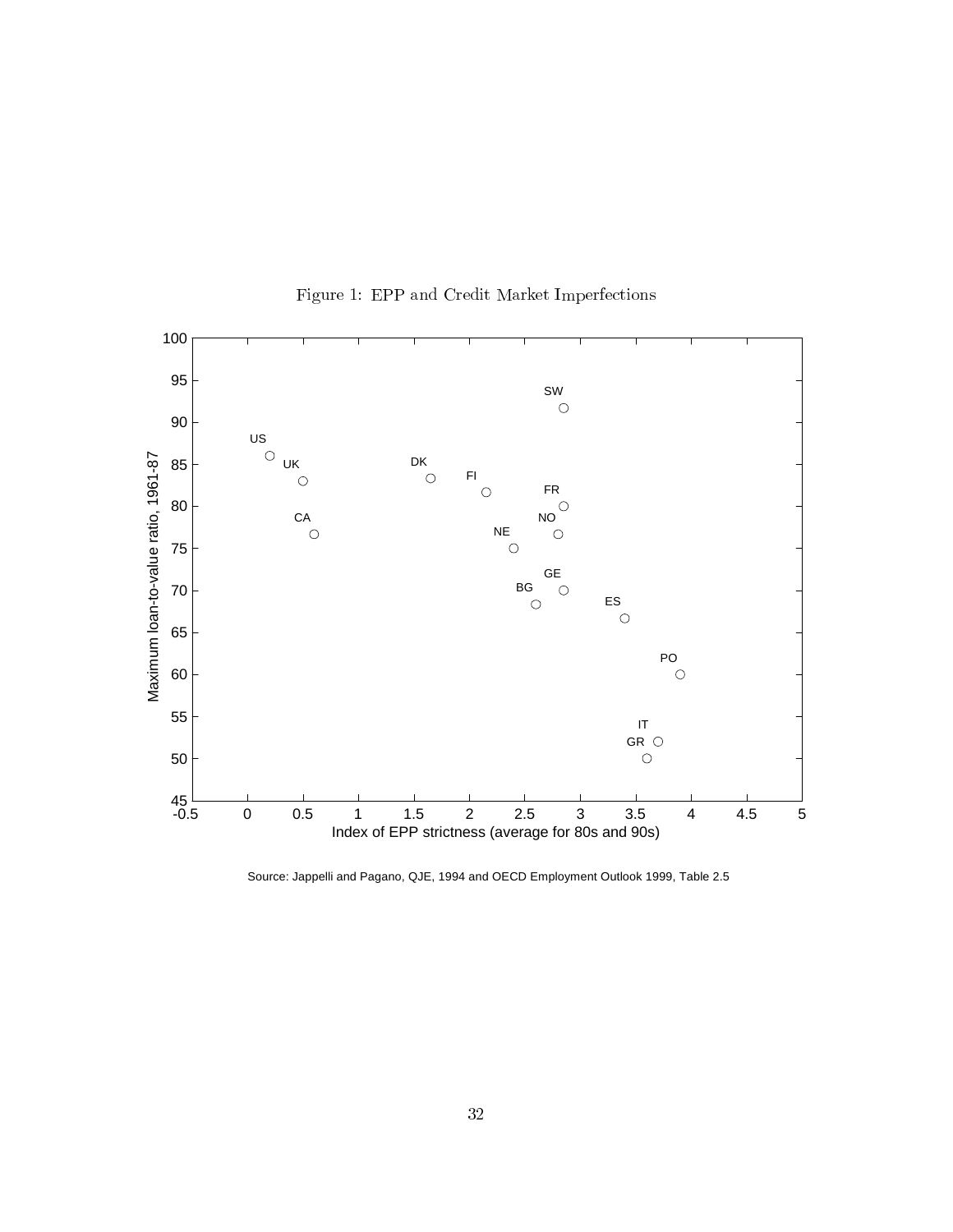Figure 1: EPP and Credit Market Imperfections

Source: Jappelli and Pagano, QJE, 1994 and OECD Employment Outlook 1999, Table 2.5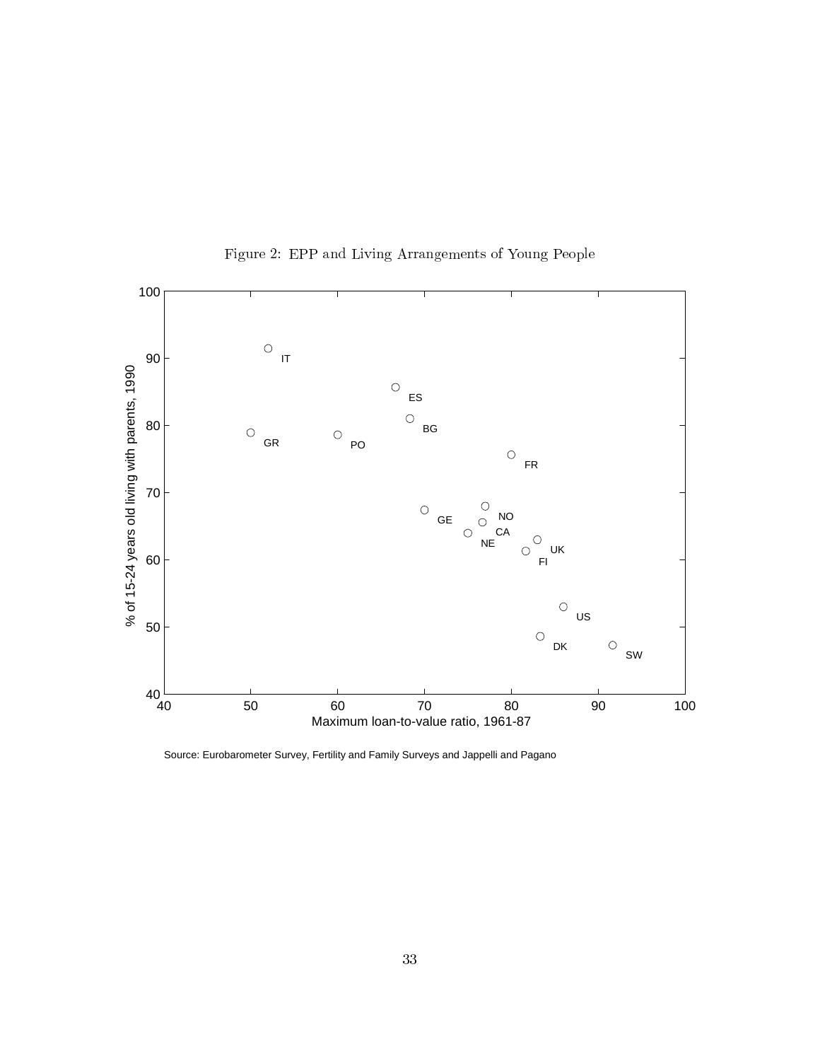Figure 2: EPP and Living Arrangements of Young People

Source: Eurobarometer Survey, Fertility and Family Surveys and Jappelli and Pagano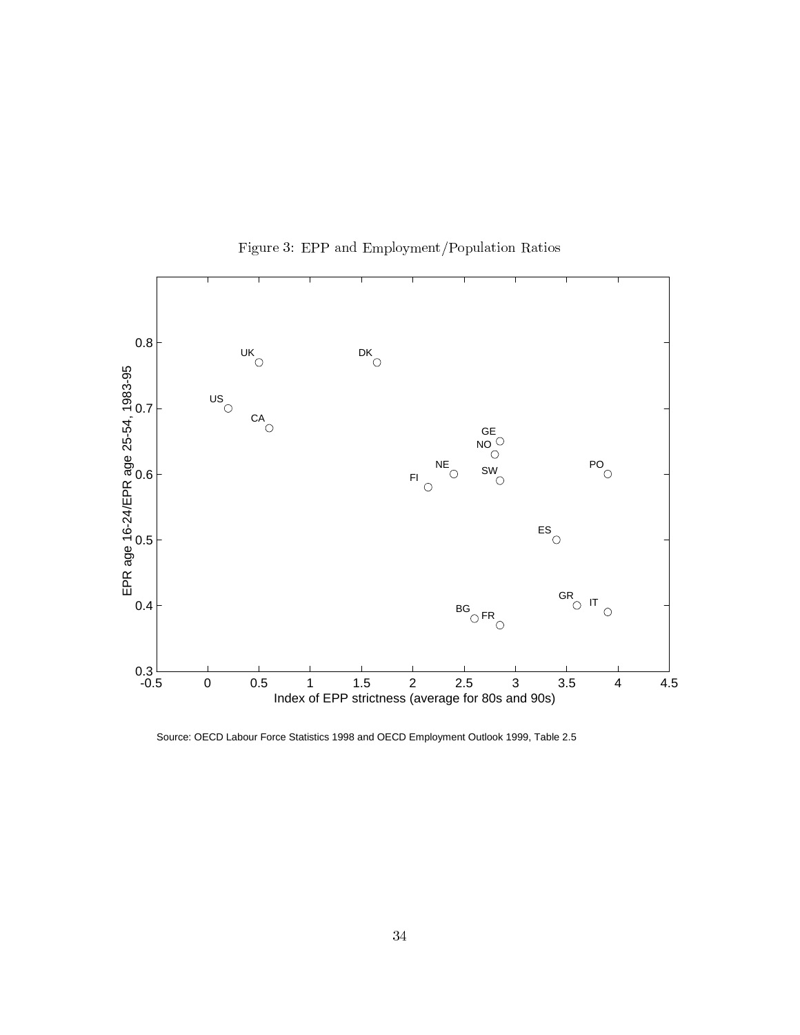Figure 3: EPP and Employment/Population Ratios

Source: OECD Labour Force Statistics 1998 and OECD Employment Outlook 1999, Table 2.5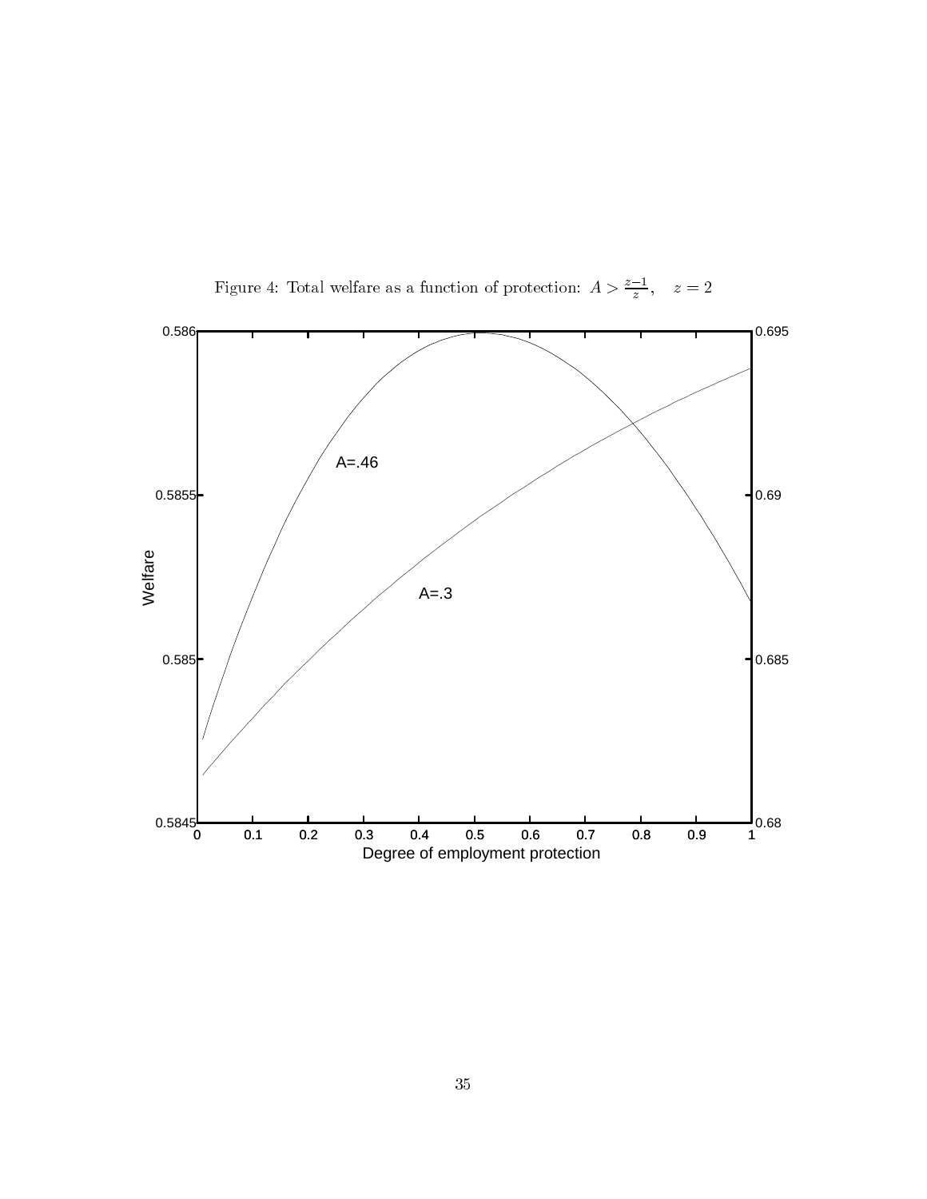Figure 4: Total welfare as a function of protection: $A > \frac{z-1}{z}, \quad z = 2$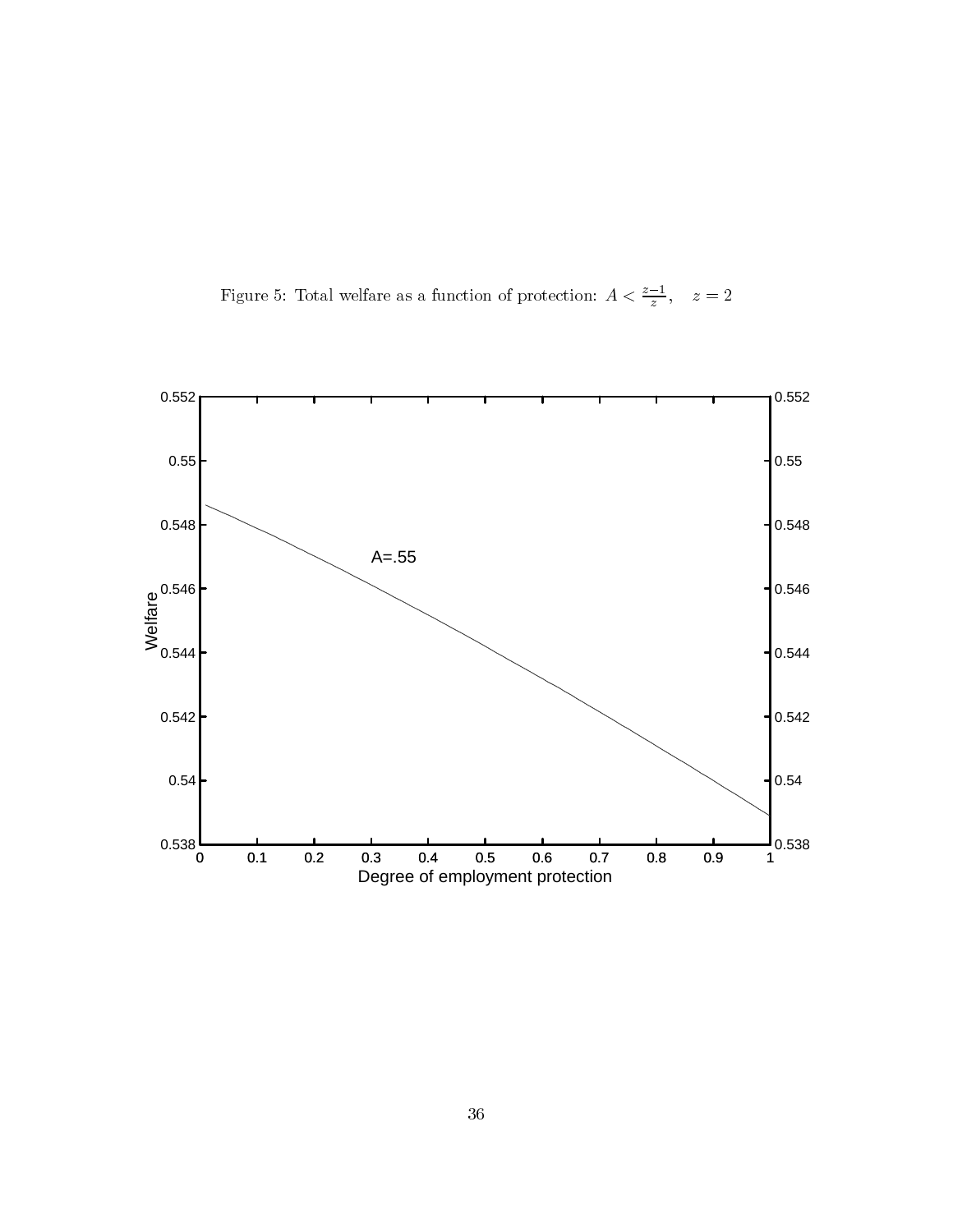Figure 5: Total welfare as a function of protection: $A < \frac{z-1}{z}$, $\quad z = 2$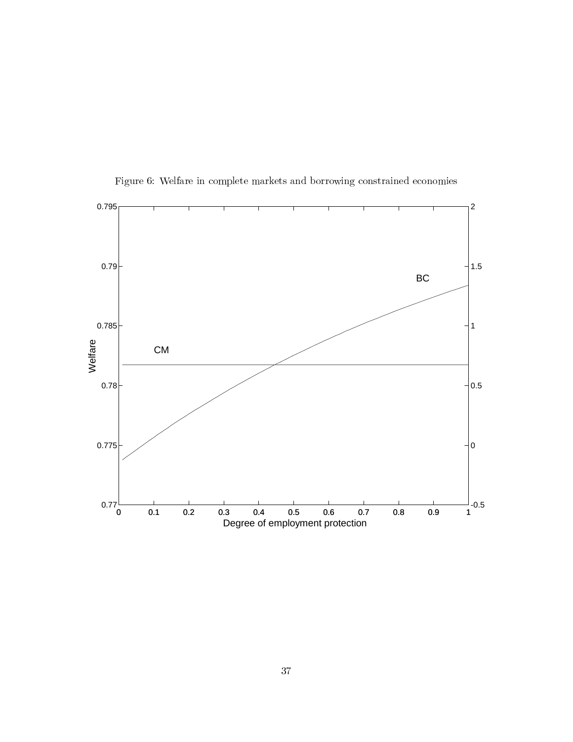Figure 6: Welfare in complete markets and borrowing constrained economies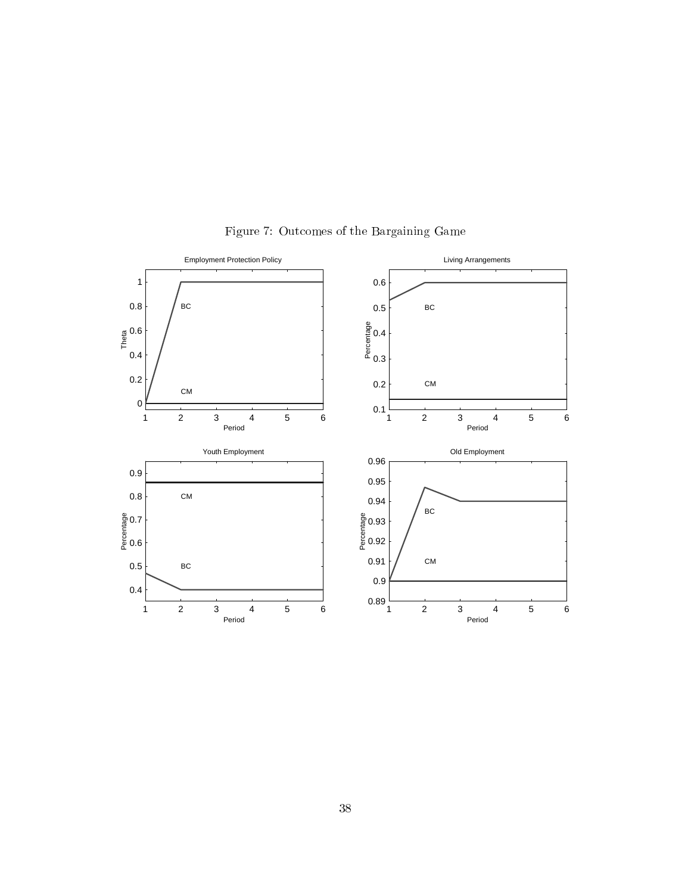Figure 7: Outcomes of the Bargaining Game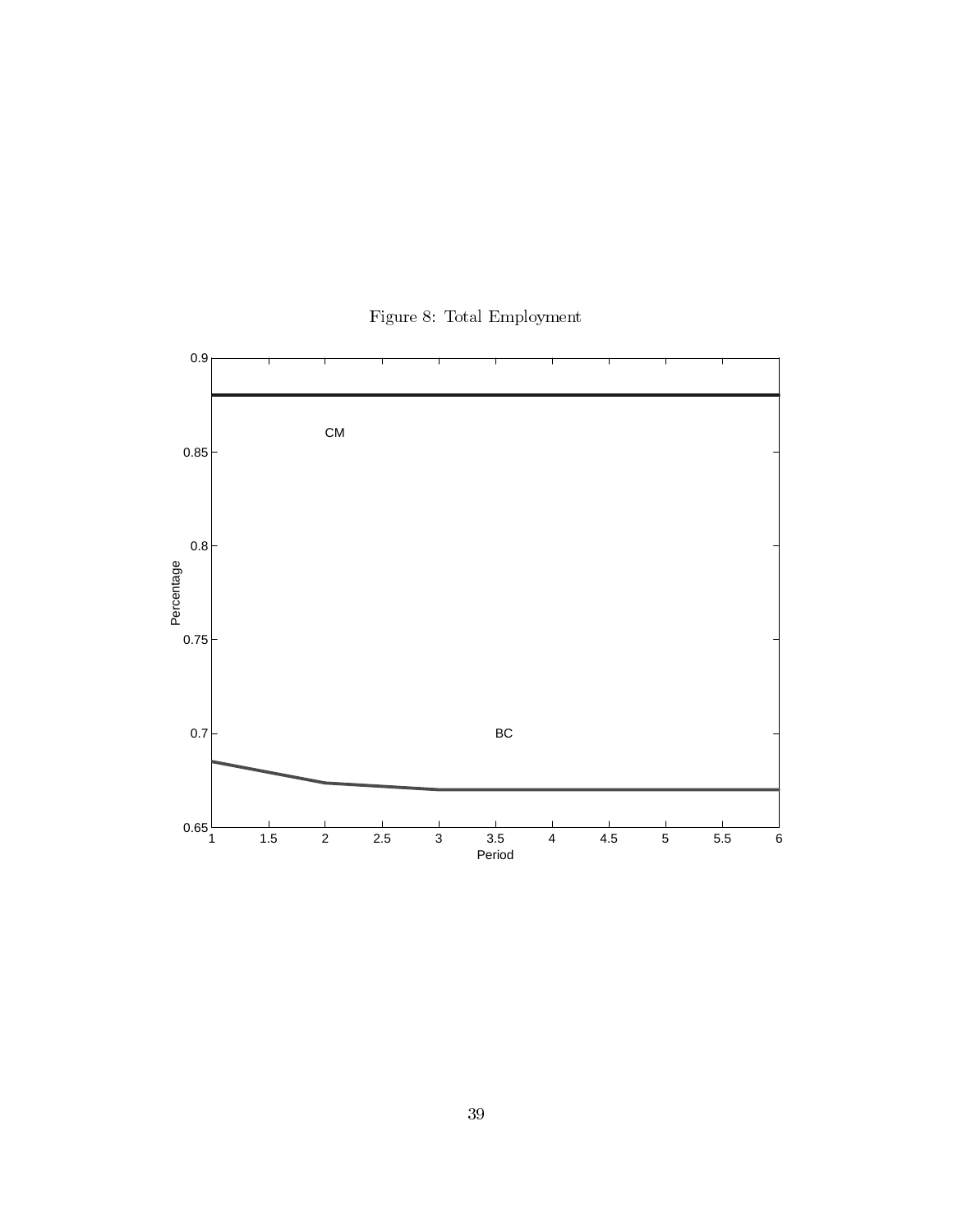Figure 8: Total Employment

0.9
0.85
0.8
0.75
0.7
0.65

Percentage

CM

BC

1 1.5 2 2.5 3 3.5 4 4.5 5 5.5 6

Period